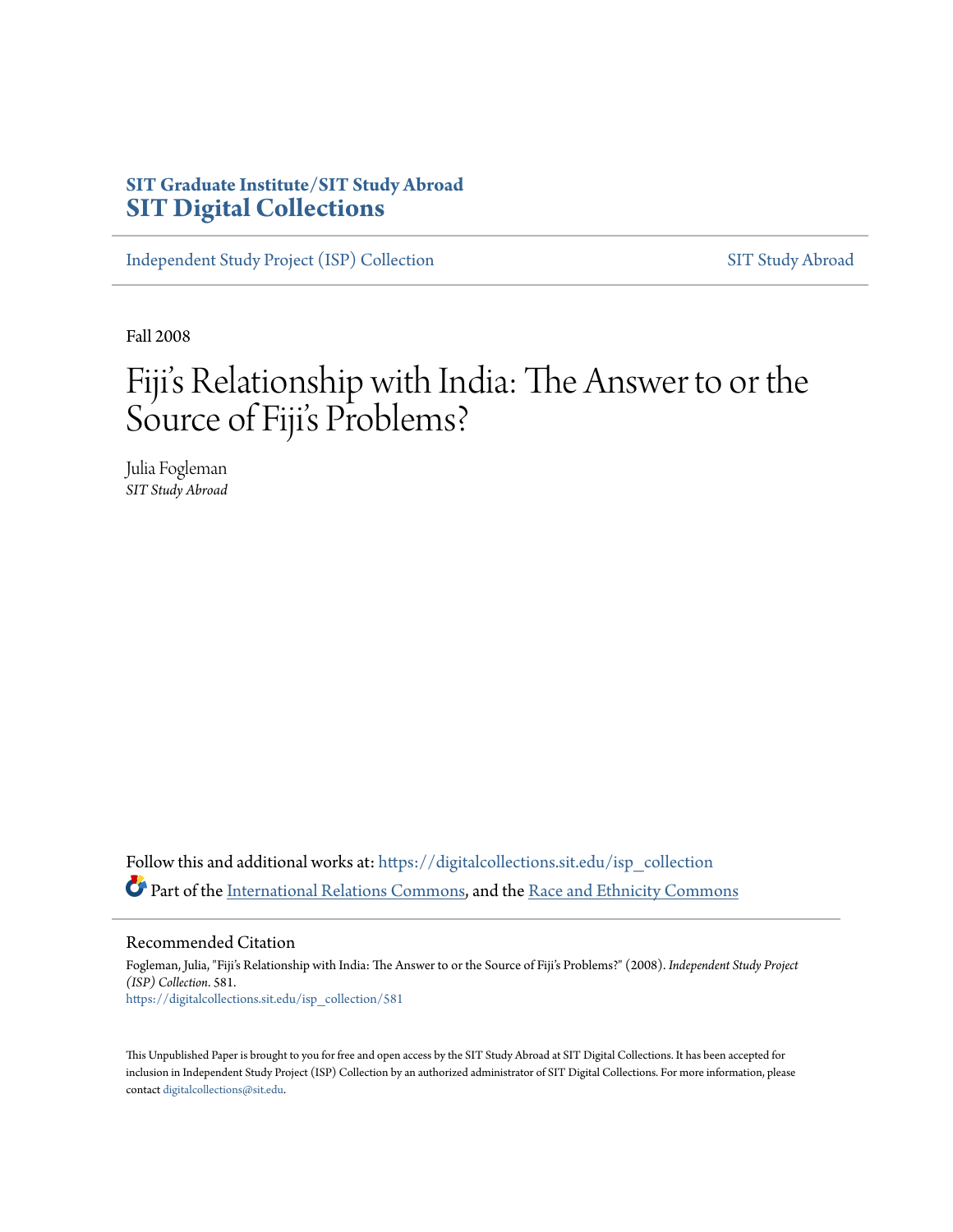**SIT Graduate Institute/SIT Study Abroad**
**SIT Digital Collections**

Independent Study Project (ISP) Collection | SIT Study Abroad

Fall 2008

# Fiji's Relationship with India: The Answer to or the Source of Fiji's Problems?

Julia Fogleman
*SIT Study Abroad*

Follow this and additional works at: https://digitalcollections.sit.edu/isp_collection

Part of the International Relations Commons, and the Race and Ethnicity Commons

## Recommended Citation

Fogleman, Julia, "Fiji's Relationship with India: The Answer to or the Source of Fiji's Problems?" (2008). *Independent Study Project (ISP) Collection*. 581.
https://digitalcollections.sit.edu/isp_collection/581

This Unpublished Paper is brought to you for free and open access by the SIT Study Abroad at SIT Digital Collections. It has been accepted for inclusion in Independent Study Project (ISP) Collection by an authorized administrator of SIT Digital Collections. For more information, please contact digitalcollections@sit.edu.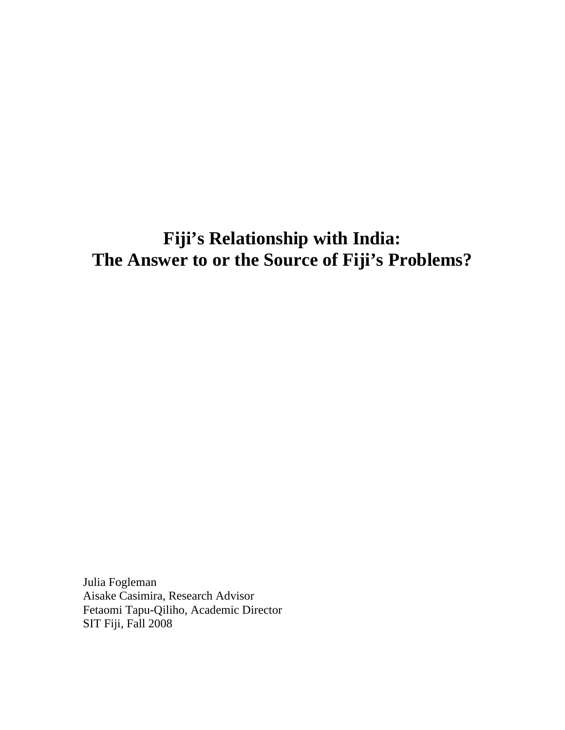# Fiji's Relationship with India:
# The Answer to or the Source of Fiji's Problems?

Julia Fogleman
Aisake Casimira, Research Advisor
Fetaomi Tapu-Qiliho, Academic Director
SIT Fiji, Fall 2008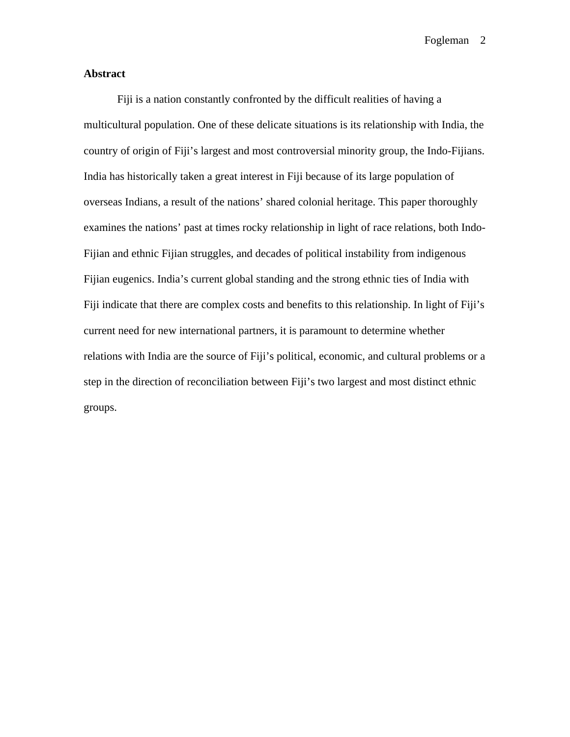## Abstract

Fiji is a nation constantly confronted by the difficult realities of having a multicultural population. One of these delicate situations is its relationship with India, the country of origin of Fiji's largest and most controversial minority group, the Indo-Fijians. India has historically taken a great interest in Fiji because of its large population of overseas Indians, a result of the nations' shared colonial heritage. This paper thoroughly examines the nations' past at times rocky relationship in light of race relations, both Indo-Fijian and ethnic Fijian struggles, and decades of political instability from indigenous Fijian eugenics. India's current global standing and the strong ethnic ties of India with Fiji indicate that there are complex costs and benefits to this relationship. In light of Fiji's current need for new international partners, it is paramount to determine whether relations with India are the source of Fiji's political, economic, and cultural problems or a step in the direction of reconciliation between Fiji's two largest and most distinct ethnic groups.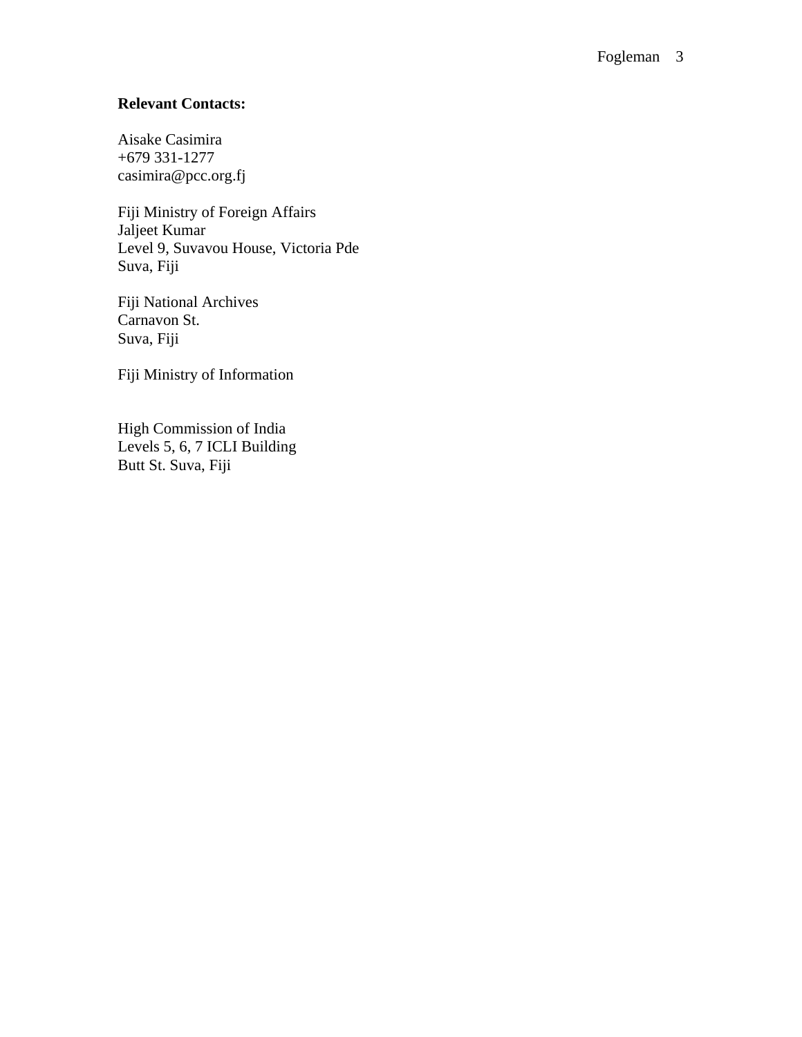**Relevant Contacts:**

Aisake Casimira
+679 331-1277
casimira@pcc.org.fj

Fiji Ministry of Foreign Affairs
Jaljeet Kumar
Level 9, Suvavou House, Victoria Pde
Suva, Fiji

Fiji National Archives
Carnavon St.
Suva, Fiji

Fiji Ministry of Information

High Commission of India
Levels 5, 6, 7 ICLI Building
Butt St. Suva, Fiji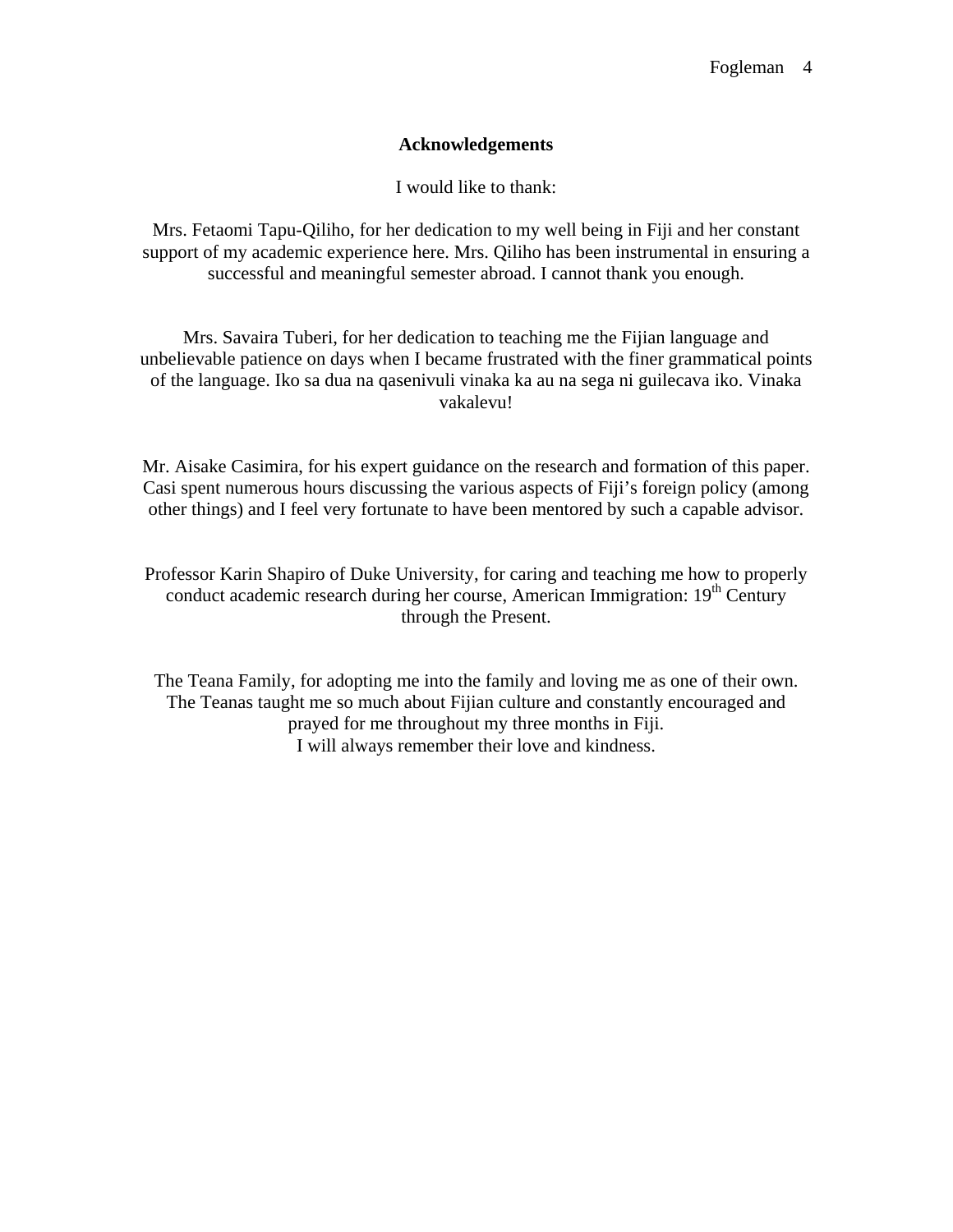## Acknowledgements

I would like to thank:

Mrs. Fetaomi Tapu-Qiliho, for her dedication to my well being in Fiji and her constant support of my academic experience here. Mrs. Qiliho has been instrumental in ensuring a successful and meaningful semester abroad. I cannot thank you enough.

Mrs. Savaira Tuberi, for her dedication to teaching me the Fijian language and unbelievable patience on days when I became frustrated with the finer grammatical points of the language. Iko sa dua na qasenivuli vinaka ka au na sega ni guilecava iko. Vinaka vakalevu!

Mr. Aisake Casimira, for his expert guidance on the research and formation of this paper. Casi spent numerous hours discussing the various aspects of Fiji's foreign policy (among other things) and I feel very fortunate to have been mentored by such a capable advisor.

Professor Karin Shapiro of Duke University, for caring and teaching me how to properly conduct academic research during her course, American Immigration: 19th Century through the Present.

The Teana Family, for adopting me into the family and loving me as one of their own. The Teanas taught me so much about Fijian culture and constantly encouraged and prayed for me throughout my three months in Fiji.
I will always remember their love and kindness.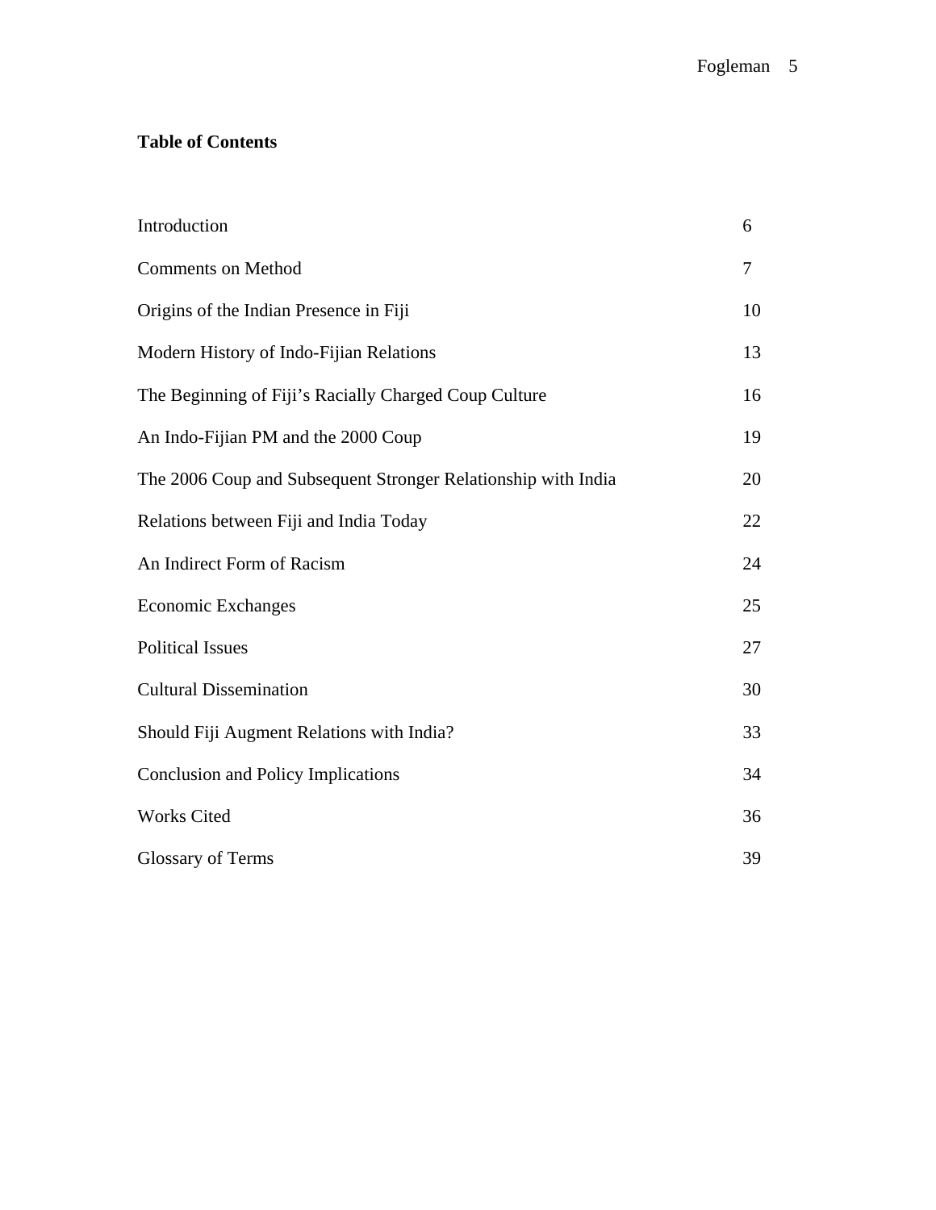**Table of Contents**

| | |
|---|---|
| Introduction | 6 |
| Comments on Method | 7 |
| Origins of the Indian Presence in Fiji | 10 |
| Modern History of Indo-Fijian Relations | 13 |
| The Beginning of Fiji's Racially Charged Coup Culture | 16 |
| An Indo-Fijian PM and the 2000 Coup | 19 |
| The 2006 Coup and Subsequent Stronger Relationship with India | 20 |
| Relations between Fiji and India Today | 22 |
| An Indirect Form of Racism | 24 |
| Economic Exchanges | 25 |
| Political Issues | 27 |
| Cultural Dissemination | 30 |
| Should Fiji Augment Relations with India? | 33 |
| Conclusion and Policy Implications | 34 |
| Works Cited | 36 |
| Glossary of Terms | 39 |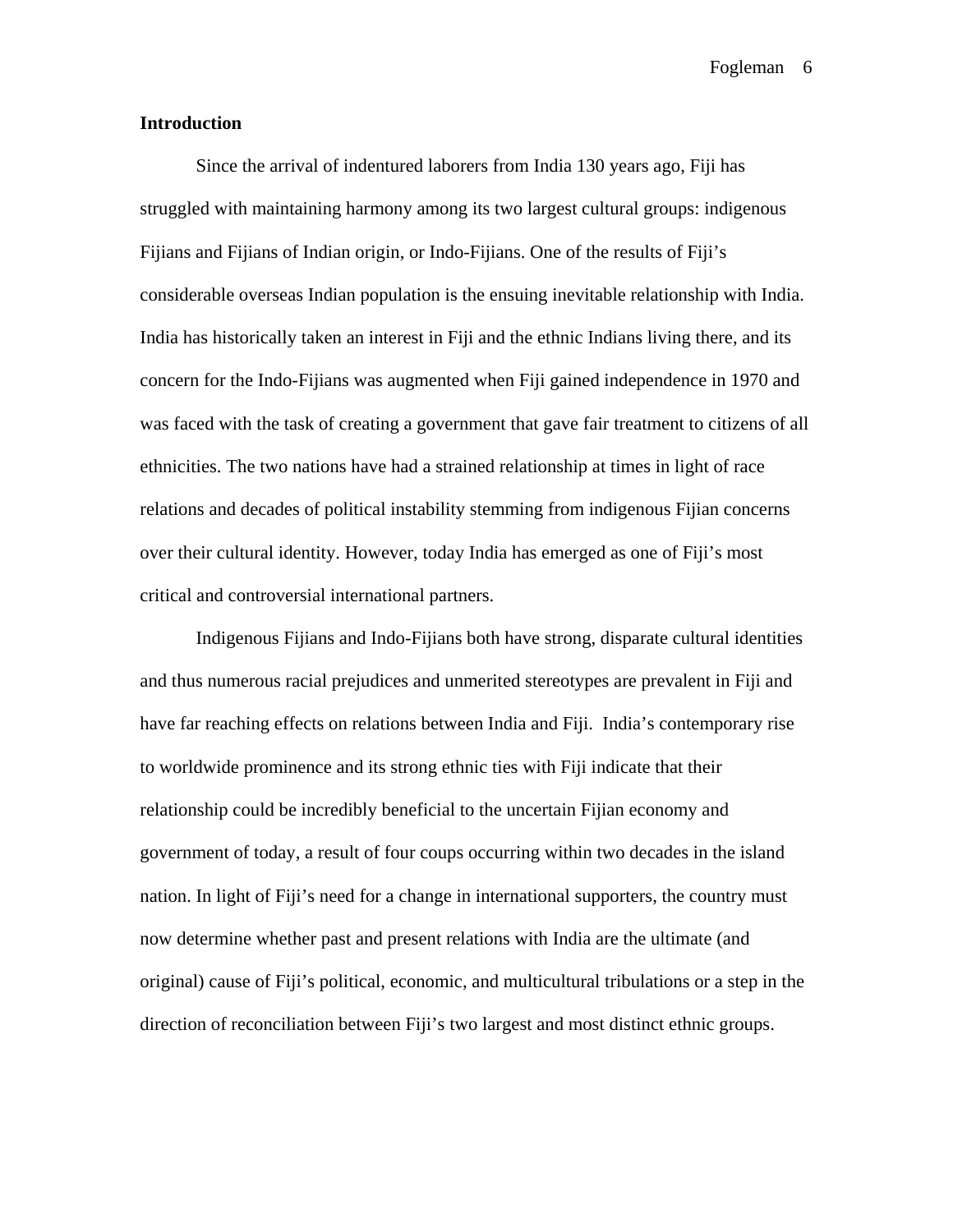**Introduction**

Since the arrival of indentured laborers from India 130 years ago, Fiji has struggled with maintaining harmony among its two largest cultural groups: indigenous Fijians and Fijians of Indian origin, or Indo-Fijians. One of the results of Fiji's considerable overseas Indian population is the ensuing inevitable relationship with India. India has historically taken an interest in Fiji and the ethnic Indians living there, and its concern for the Indo-Fijians was augmented when Fiji gained independence in 1970 and was faced with the task of creating a government that gave fair treatment to citizens of all ethnicities. The two nations have had a strained relationship at times in light of race relations and decades of political instability stemming from indigenous Fijian concerns over their cultural identity. However, today India has emerged as one of Fiji's most critical and controversial international partners.

Indigenous Fijians and Indo-Fijians both have strong, disparate cultural identities and thus numerous racial prejudices and unmerited stereotypes are prevalent in Fiji and have far reaching effects on relations between India and Fiji. India's contemporary rise to worldwide prominence and its strong ethnic ties with Fiji indicate that their relationship could be incredibly beneficial to the uncertain Fijian economy and government of today, a result of four coups occurring within two decades in the island nation. In light of Fiji's need for a change in international supporters, the country must now determine whether past and present relations with India are the ultimate (and original) cause of Fiji's political, economic, and multicultural tribulations or a step in the direction of reconciliation between Fiji's two largest and most distinct ethnic groups.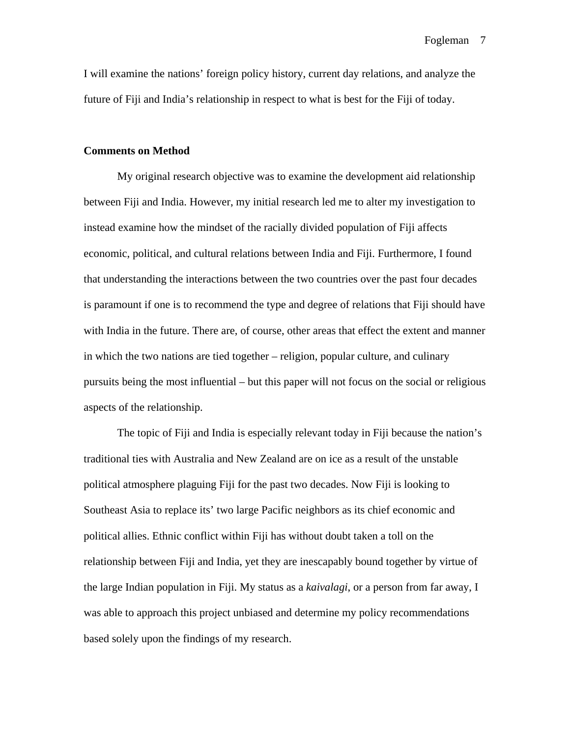I will examine the nations' foreign policy history, current day relations, and analyze the future of Fiji and India's relationship in respect to what is best for the Fiji of today.

**Comments on Method**

My original research objective was to examine the development aid relationship between Fiji and India. However, my initial research led me to alter my investigation to instead examine how the mindset of the racially divided population of Fiji affects economic, political, and cultural relations between India and Fiji. Furthermore, I found that understanding the interactions between the two countries over the past four decades is paramount if one is to recommend the type and degree of relations that Fiji should have with India in the future. There are, of course, other areas that effect the extent and manner in which the two nations are tied together – religion, popular culture, and culinary pursuits being the most influential – but this paper will not focus on the social or religious aspects of the relationship.

The topic of Fiji and India is especially relevant today in Fiji because the nation's traditional ties with Australia and New Zealand are on ice as a result of the unstable political atmosphere plaguing Fiji for the past two decades. Now Fiji is looking to Southeast Asia to replace its' two large Pacific neighbors as its chief economic and political allies. Ethnic conflict within Fiji has without doubt taken a toll on the relationship between Fiji and India, yet they are inescapably bound together by virtue of the large Indian population in Fiji. My status as a *kaivalagi*, or a person from far away, I was able to approach this project unbiased and determine my policy recommendations based solely upon the findings of my research.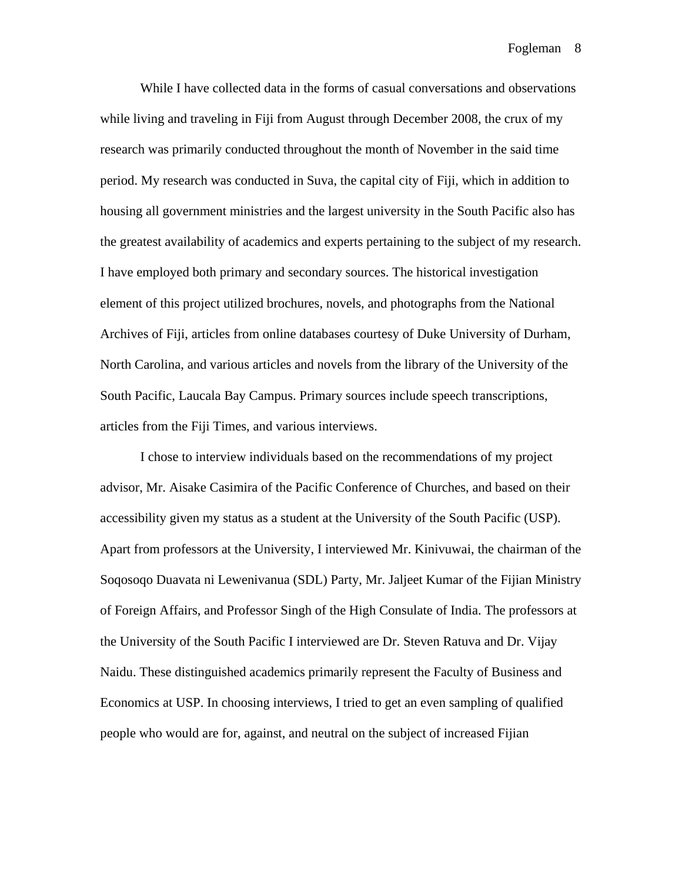While I have collected data in the forms of casual conversations and observations while living and traveling in Fiji from August through December 2008, the crux of my research was primarily conducted throughout the month of November in the said time period. My research was conducted in Suva, the capital city of Fiji, which in addition to housing all government ministries and the largest university in the South Pacific also has the greatest availability of academics and experts pertaining to the subject of my research. I have employed both primary and secondary sources. The historical investigation element of this project utilized brochures, novels, and photographs from the National Archives of Fiji, articles from online databases courtesy of Duke University of Durham, North Carolina, and various articles and novels from the library of the University of the South Pacific, Laucala Bay Campus. Primary sources include speech transcriptions, articles from the Fiji Times, and various interviews.

I chose to interview individuals based on the recommendations of my project advisor, Mr. Aisake Casimira of the Pacific Conference of Churches, and based on their accessibility given my status as a student at the University of the South Pacific (USP). Apart from professors at the University, I interviewed Mr. Kinivuwai, the chairman of the Soqosoqo Duavata ni Lewenivanua (SDL) Party, Mr. Jaljeet Kumar of the Fijian Ministry of Foreign Affairs, and Professor Singh of the High Consulate of India. The professors at the University of the South Pacific I interviewed are Dr. Steven Ratuva and Dr. Vijay Naidu. These distinguished academics primarily represent the Faculty of Business and Economics at USP. In choosing interviews, I tried to get an even sampling of qualified people who would are for, against, and neutral on the subject of increased Fijian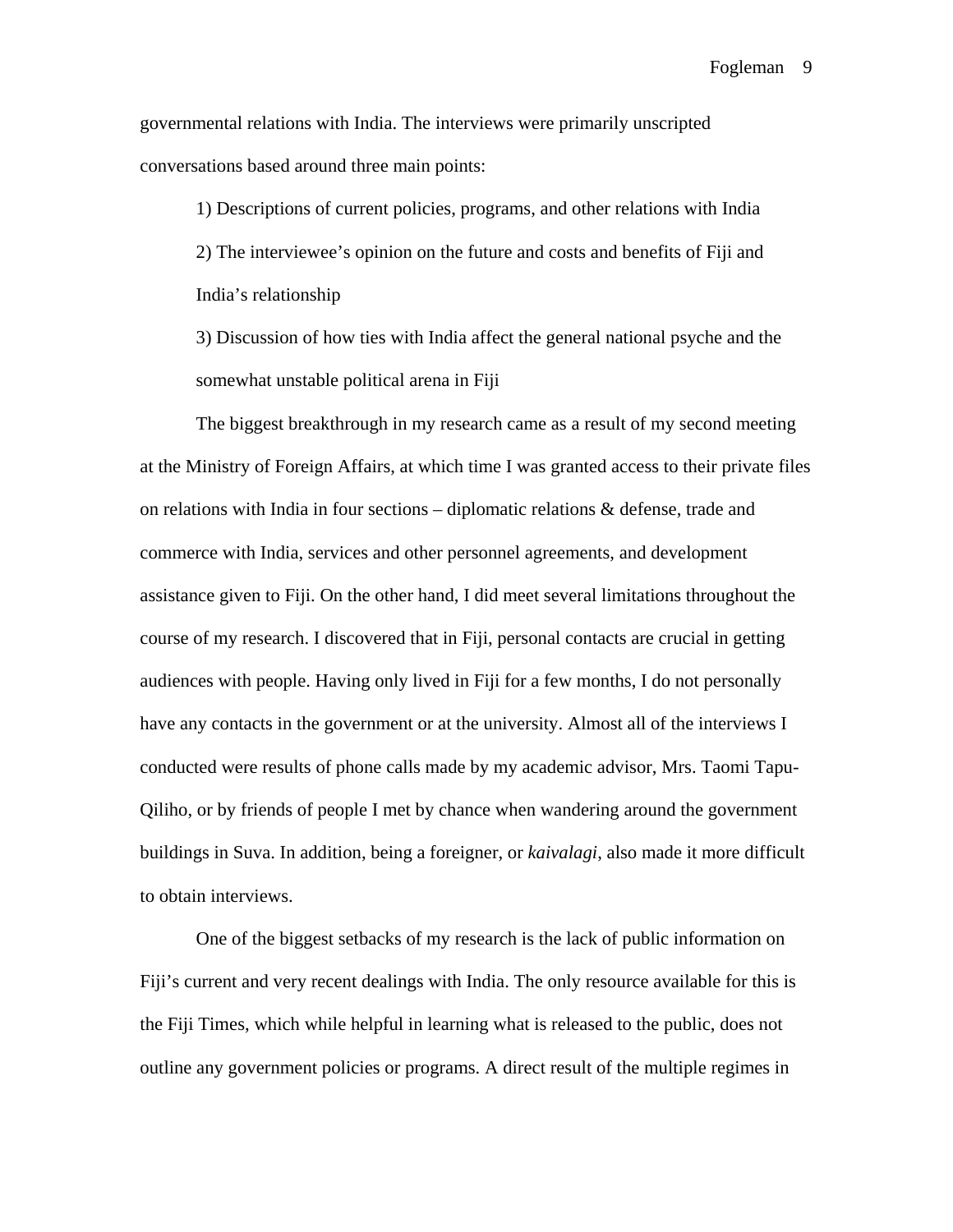governmental relations with India. The interviews were primarily unscripted conversations based around three main points:

1) Descriptions of current policies, programs, and other relations with India

2) The interviewee's opinion on the future and costs and benefits of Fiji and India's relationship

3) Discussion of how ties with India affect the general national psyche and the somewhat unstable political arena in Fiji

The biggest breakthrough in my research came as a result of my second meeting at the Ministry of Foreign Affairs, at which time I was granted access to their private files on relations with India in four sections – diplomatic relations & defense, trade and commerce with India, services and other personnel agreements, and development assistance given to Fiji. On the other hand, I did meet several limitations throughout the course of my research. I discovered that in Fiji, personal contacts are crucial in getting audiences with people. Having only lived in Fiji for a few months, I do not personally have any contacts in the government or at the university. Almost all of the interviews I conducted were results of phone calls made by my academic advisor, Mrs. Taomi Tapu-Qiliho, or by friends of people I met by chance when wandering around the government buildings in Suva. In addition, being a foreigner, or *kaivalagi*, also made it more difficult to obtain interviews.

One of the biggest setbacks of my research is the lack of public information on Fiji's current and very recent dealings with India. The only resource available for this is the Fiji Times, which while helpful in learning what is released to the public, does not outline any government policies or programs. A direct result of the multiple regimes in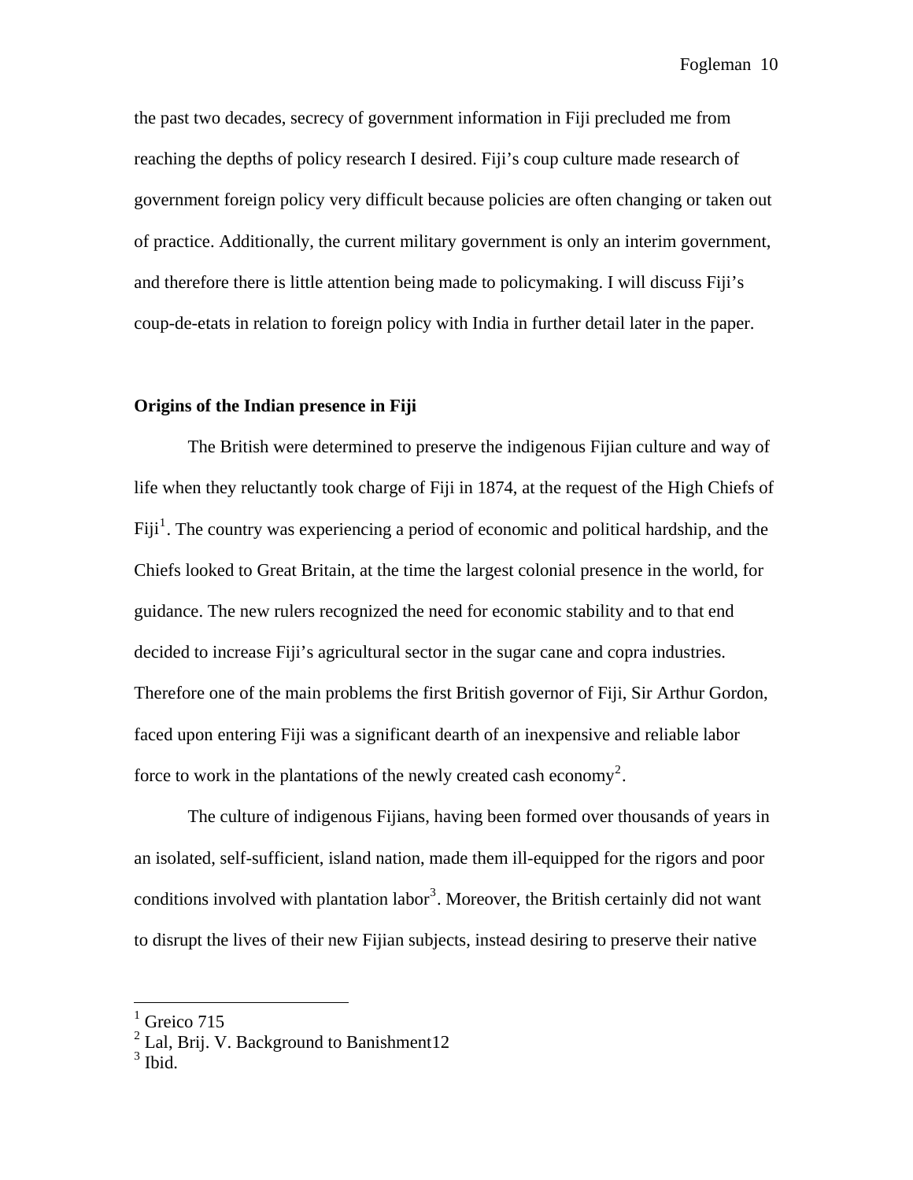the past two decades, secrecy of government information in Fiji precluded me from reaching the depths of policy research I desired. Fiji's coup culture made research of government foreign policy very difficult because policies are often changing or taken out of practice. Additionally, the current military government is only an interim government, and therefore there is little attention being made to policymaking. I will discuss Fiji's coup-de-etats in relation to foreign policy with India in further detail later in the paper.

**Origins of the Indian presence in Fiji**

The British were determined to preserve the indigenous Fijian culture and way of life when they reluctantly took charge of Fiji in 1874, at the request of the High Chiefs of Fiji[1]. The country was experiencing a period of economic and political hardship, and the Chiefs looked to Great Britain, at the time the largest colonial presence in the world, for guidance. The new rulers recognized the need for economic stability and to that end decided to increase Fiji's agricultural sector in the sugar cane and copra industries. Therefore one of the main problems the first British governor of Fiji, Sir Arthur Gordon, faced upon entering Fiji was a significant dearth of an inexpensive and reliable labor force to work in the plantations of the newly created cash economy[2].

The culture of indigenous Fijians, having been formed over thousands of years in an isolated, self-sufficient, island nation, made them ill-equipped for the rigors and poor conditions involved with plantation labor[3]. Moreover, the British certainly did not want to disrupt the lives of their new Fijian subjects, instead desiring to preserve their native

---

[1] Greico 715

[2] Lal, Brij. V. Background to Banishment12

[3] Ibid.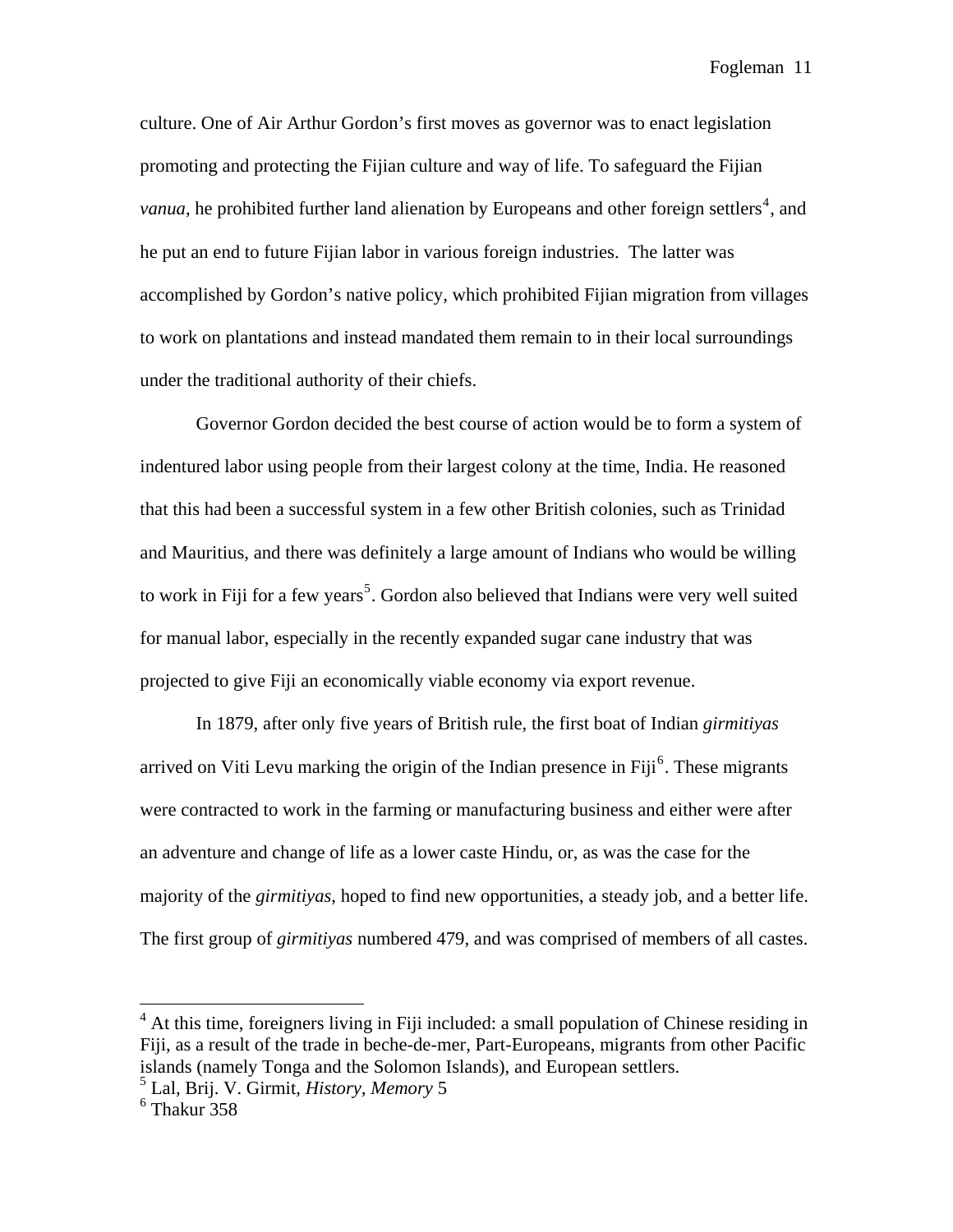culture. One of Air Arthur Gordon's first moves as governor was to enact legislation promoting and protecting the Fijian culture and way of life. To safeguard the Fijian *vanua*, he prohibited further land alienation by Europeans and other foreign settlers[4], and he put an end to future Fijian labor in various foreign industries. The latter was accomplished by Gordon's native policy, which prohibited Fijian migration from villages to work on plantations and instead mandated them remain to in their local surroundings under the traditional authority of their chiefs.

Governor Gordon decided the best course of action would be to form a system of indentured labor using people from their largest colony at the time, India. He reasoned that this had been a successful system in a few other British colonies, such as Trinidad and Mauritius, and there was definitely a large amount of Indians who would be willing to work in Fiji for a few years[5]. Gordon also believed that Indians were very well suited for manual labor, especially in the recently expanded sugar cane industry that was projected to give Fiji an economically viable economy via export revenue.

In 1879, after only five years of British rule, the first boat of Indian *girmitiyas* arrived on Viti Levu marking the origin of the Indian presence in Fiji[6]. These migrants were contracted to work in the farming or manufacturing business and either were after an adventure and change of life as a lower caste Hindu, or, as was the case for the majority of the *girmitiyas*, hoped to find new opportunities, a steady job, and a better life. The first group of *girmitiyas* numbered 479, and was comprised of members of all castes.

---

[4] At this time, foreigners living in Fiji included: a small population of Chinese residing in Fiji, as a result of the trade in beche-de-mer, Part-Europeans, migrants from other Pacific islands (namely Tonga and the Solomon Islands), and European settlers.

[5] Lal, Brij. V. Girmit, *History, Memory* 5

[6] Thakur 358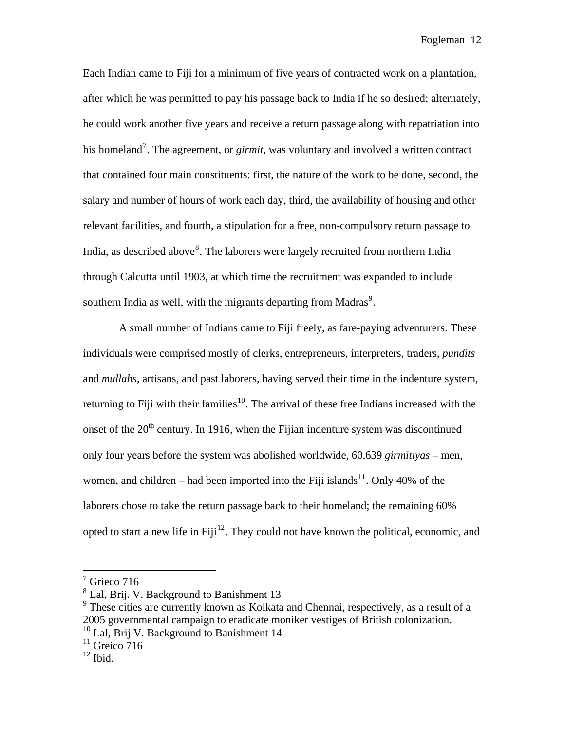Each Indian came to Fiji for a minimum of five years of contracted work on a plantation, after which he was permitted to pay his passage back to India if he so desired; alternately, he could work another five years and receive a return passage along with repatriation into his homeland[7]. The agreement, or *girmit*, was voluntary and involved a written contract that contained four main constituents: first, the nature of the work to be done, second, the salary and number of hours of work each day, third, the availability of housing and other relevant facilities, and fourth, a stipulation for a free, non-compulsory return passage to India, as described above[8]. The laborers were largely recruited from northern India through Calcutta until 1903, at which time the recruitment was expanded to include southern India as well, with the migrants departing from Madras[9].

A small number of Indians came to Fiji freely, as fare-paying adventurers. These individuals were comprised mostly of clerks, entrepreneurs, interpreters, traders, *pundits* and *mullahs*, artisans, and past laborers, having served their time in the indenture system, returning to Fiji with their families[10]. The arrival of these free Indians increased with the onset of the 20th century. In 1916, when the Fijian indenture system was discontinued only four years before the system was abolished worldwide, 60,639 *girmitiyas* – men, women, and children – had been imported into the Fiji islands[11]. Only 40% of the laborers chose to take the return passage back to their homeland; the remaining 60% opted to start a new life in Fiji[12]. They could not have known the political, economic, and

---

[7] Grieco 716

[8] Lal, Brij. V. Background to Banishment 13

[9] These cities are currently known as Kolkata and Chennai, respectively, as a result of a 2005 governmental campaign to eradicate moniker vestiges of British colonization.

[10] Lal, Brij V. Background to Banishment 14

[11] Greico 716

[12] Ibid.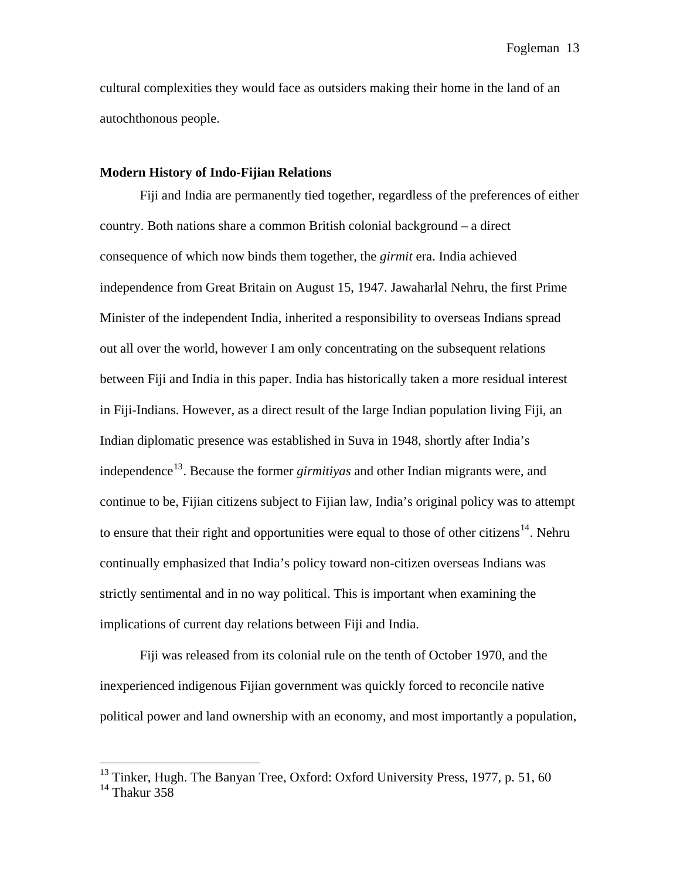cultural complexities they would face as outsiders making their home in the land of an autochthonous people.

### Modern History of Indo-Fijian Relations

Fiji and India are permanently tied together, regardless of the preferences of either country. Both nations share a common British colonial background – a direct consequence of which now binds them together, the *girmit* era. India achieved independence from Great Britain on August 15, 1947. Jawaharlal Nehru, the first Prime Minister of the independent India, inherited a responsibility to overseas Indians spread out all over the world, however I am only concentrating on the subsequent relations between Fiji and India in this paper. India has historically taken a more residual interest in Fiji-Indians. However, as a direct result of the large Indian population living Fiji, an Indian diplomatic presence was established in Suva in 1948, shortly after India's independence[13]. Because the former *girmitiyas* and other Indian migrants were, and continue to be, Fijian citizens subject to Fijian law, India's original policy was to attempt to ensure that their right and opportunities were equal to those of other citizens[14]. Nehru continually emphasized that India's policy toward non-citizen overseas Indians was strictly sentimental and in no way political. This is important when examining the implications of current day relations between Fiji and India.

Fiji was released from its colonial rule on the tenth of October 1970, and the inexperienced indigenous Fijian government was quickly forced to reconcile native political power and land ownership with an economy, and most importantly a population,

[13] Tinker, Hugh. The Banyan Tree, Oxford: Oxford University Press, 1977, p. 51, 60
[14] Thakur 358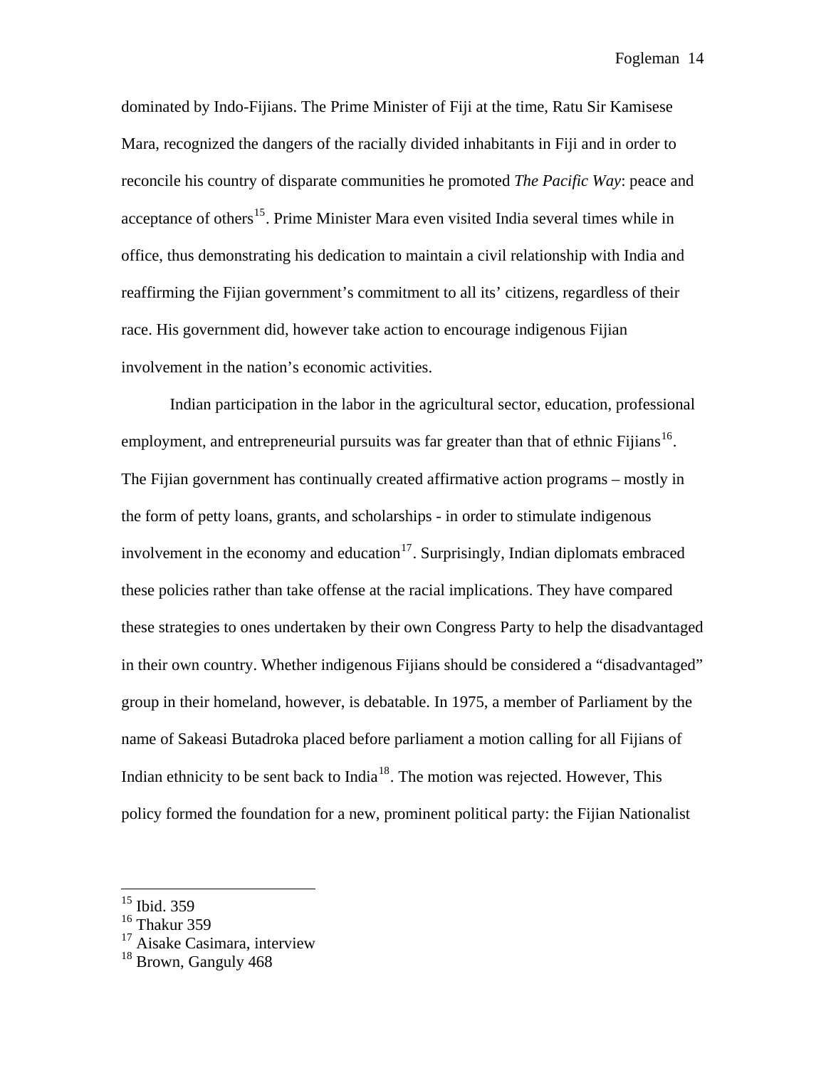dominated by Indo-Fijians. The Prime Minister of Fiji at the time, Ratu Sir Kamisese Mara, recognized the dangers of the racially divided inhabitants in Fiji and in order to reconcile his country of disparate communities he promoted *The Pacific Way*: peace and acceptance of others[15]. Prime Minister Mara even visited India several times while in office, thus demonstrating his dedication to maintain a civil relationship with India and reaffirming the Fijian government's commitment to all its' citizens, regardless of their race. His government did, however take action to encourage indigenous Fijian involvement in the nation's economic activities.

Indian participation in the labor in the agricultural sector, education, professional employment, and entrepreneurial pursuits was far greater than that of ethnic Fijians[16]. The Fijian government has continually created affirmative action programs – mostly in the form of petty loans, grants, and scholarships - in order to stimulate indigenous involvement in the economy and education[17]. Surprisingly, Indian diplomats embraced these policies rather than take offense at the racial implications. They have compared these strategies to ones undertaken by their own Congress Party to help the disadvantaged in their own country. Whether indigenous Fijians should be considered a "disadvantaged" group in their homeland, however, is debatable. In 1975, a member of Parliament by the name of Sakeasi Butadroka placed before parliament a motion calling for all Fijians of Indian ethnicity to be sent back to India[18]. The motion was rejected. However, This policy formed the foundation for a new, prominent political party: the Fijian Nationalist

---

[15] Ibid. 359
[16] Thakur 359
[17] Aisake Casimara, interview
[18] Brown, Ganguly 468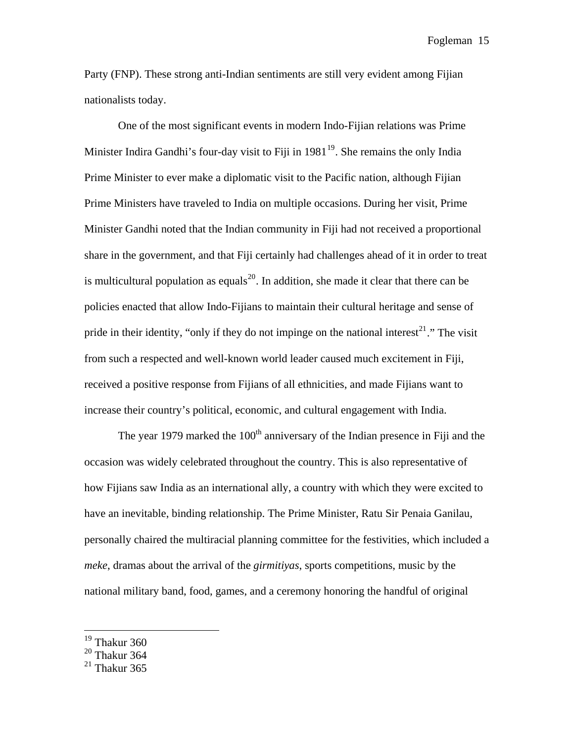Party (FNP). These strong anti-Indian sentiments are still very evident among Fijian nationalists today.

One of the most significant events in modern Indo-Fijian relations was Prime Minister Indira Gandhi's four-day visit to Fiji in 1981[19]. She remains the only India Prime Minister to ever make a diplomatic visit to the Pacific nation, although Fijian Prime Ministers have traveled to India on multiple occasions. During her visit, Prime Minister Gandhi noted that the Indian community in Fiji had not received a proportional share in the government, and that Fiji certainly had challenges ahead of it in order to treat is multicultural population as equals[20]. In addition, she made it clear that there can be policies enacted that allow Indo-Fijians to maintain their cultural heritage and sense of pride in their identity, "only if they do not impinge on the national interest[21]." The visit from such a respected and well-known world leader caused much excitement in Fiji, received a positive response from Fijians of all ethnicities, and made Fijians want to increase their country's political, economic, and cultural engagement with India.

The year 1979 marked the 100th anniversary of the Indian presence in Fiji and the occasion was widely celebrated throughout the country. This is also representative of how Fijians saw India as an international ally, a country with which they were excited to have an inevitable, binding relationship. The Prime Minister, Ratu Sir Penaia Ganilau, personally chaired the multiracial planning committee for the festivities, which included a *meke*, dramas about the arrival of the *girmitiyas*, sports competitions, music by the national military band, food, games, and a ceremony honoring the handful of original

---

[19] Thakur 360
[20] Thakur 364
[21] Thakur 365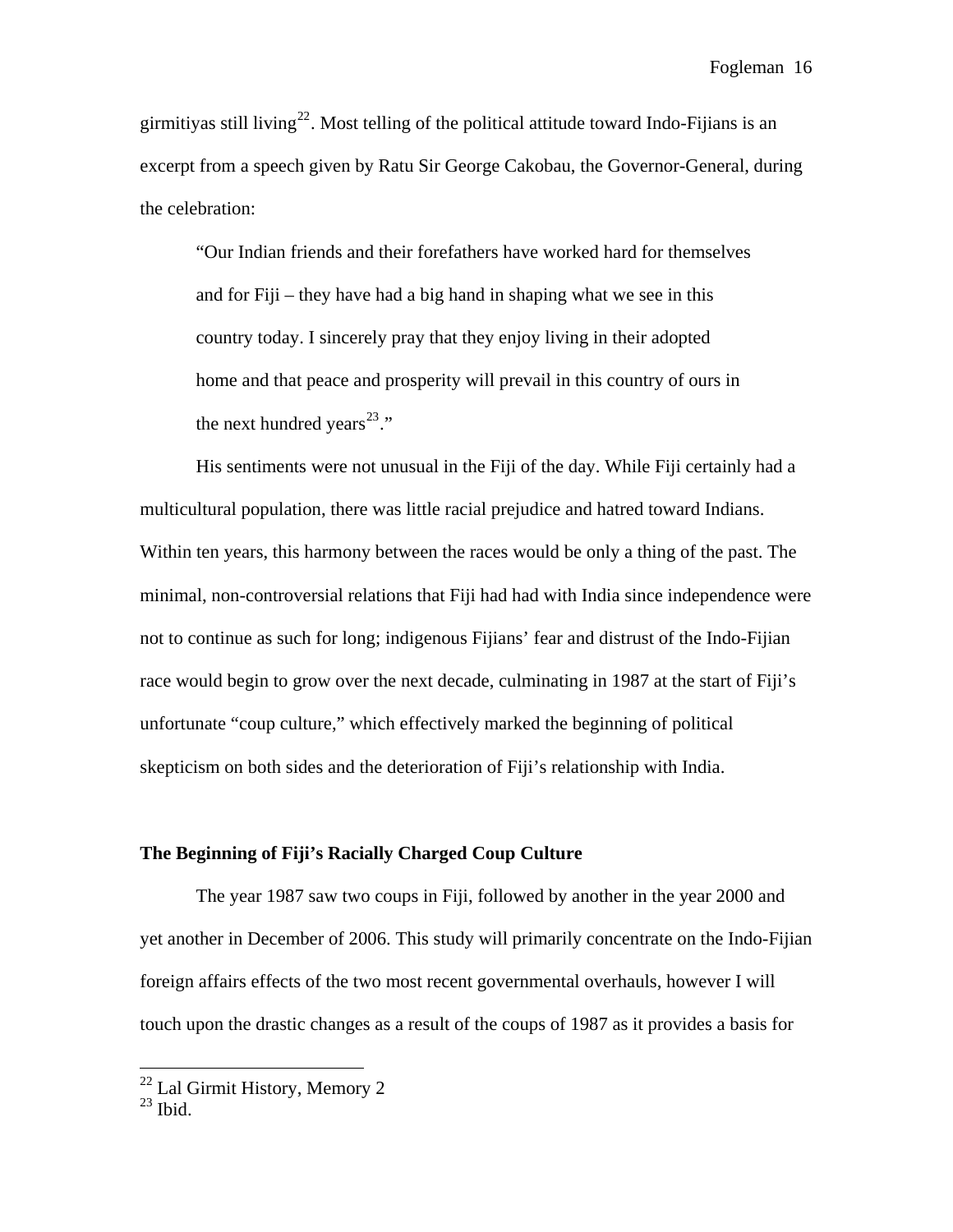girmitiyas still living[22]. Most telling of the political attitude toward Indo-Fijians is an excerpt from a speech given by Ratu Sir George Cakobau, the Governor-General, during the celebration:

> "Our Indian friends and their forefathers have worked hard for themselves and for Fiji – they have had a big hand in shaping what we see in this country today. I sincerely pray that they enjoy living in their adopted home and that peace and prosperity will prevail in this country of ours in the next hundred years[23]."

His sentiments were not unusual in the Fiji of the day. While Fiji certainly had a multicultural population, there was little racial prejudice and hatred toward Indians. Within ten years, this harmony between the races would be only a thing of the past. The minimal, non-controversial relations that Fiji had had with India since independence were not to continue as such for long; indigenous Fijians' fear and distrust of the Indo-Fijian race would begin to grow over the next decade, culminating in 1987 at the start of Fiji's unfortunate "coup culture," which effectively marked the beginning of political skepticism on both sides and the deterioration of Fiji's relationship with India.

**The Beginning of Fiji's Racially Charged Coup Culture**

The year 1987 saw two coups in Fiji, followed by another in the year 2000 and yet another in December of 2006. This study will primarily concentrate on the Indo-Fijian foreign affairs effects of the two most recent governmental overhauls, however I will touch upon the drastic changes as a result of the coups of 1987 as it provides a basis for

---

[22] Lal Girmit History, Memory 2

[23] Ibid.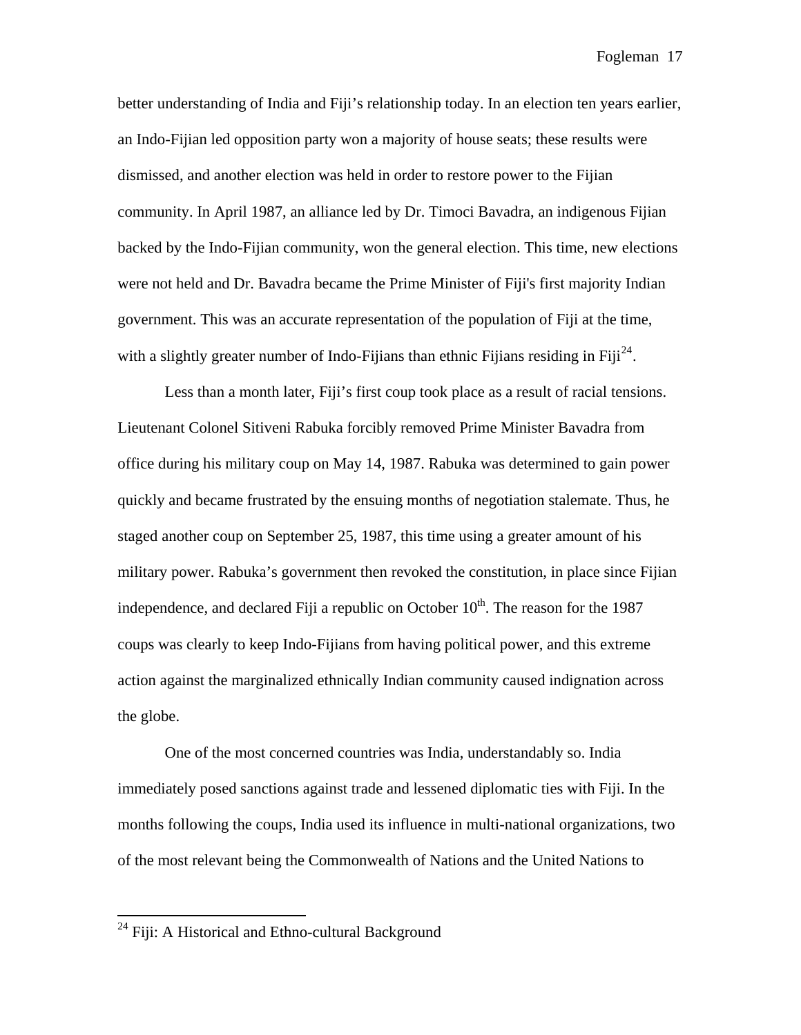better understanding of India and Fiji's relationship today. In an election ten years earlier, an Indo-Fijian led opposition party won a majority of house seats; these results were dismissed, and another election was held in order to restore power to the Fijian community. In April 1987, an alliance led by Dr. Timoci Bavadra, an indigenous Fijian backed by the Indo-Fijian community, won the general election. This time, new elections were not held and Dr. Bavadra became the Prime Minister of Fiji's first majority Indian government. This was an accurate representation of the population of Fiji at the time, with a slightly greater number of Indo-Fijians than ethnic Fijians residing in Fiji[24].

Less than a month later, Fiji's first coup took place as a result of racial tensions. Lieutenant Colonel Sitiveni Rabuka forcibly removed Prime Minister Bavadra from office during his military coup on May 14, 1987. Rabuka was determined to gain power quickly and became frustrated by the ensuing months of negotiation stalemate. Thus, he staged another coup on September 25, 1987, this time using a greater amount of his military power. Rabuka's government then revoked the constitution, in place since Fijian independence, and declared Fiji a republic on October 10th. The reason for the 1987 coups was clearly to keep Indo-Fijians from having political power, and this extreme action against the marginalized ethnically Indian community caused indignation across the globe.

One of the most concerned countries was India, understandably so. India immediately posed sanctions against trade and lessened diplomatic ties with Fiji. In the months following the coups, India used its influence in multi-national organizations, two of the most relevant being the Commonwealth of Nations and the United Nations to

---

[24] Fiji: A Historical and Ethno-cultural Background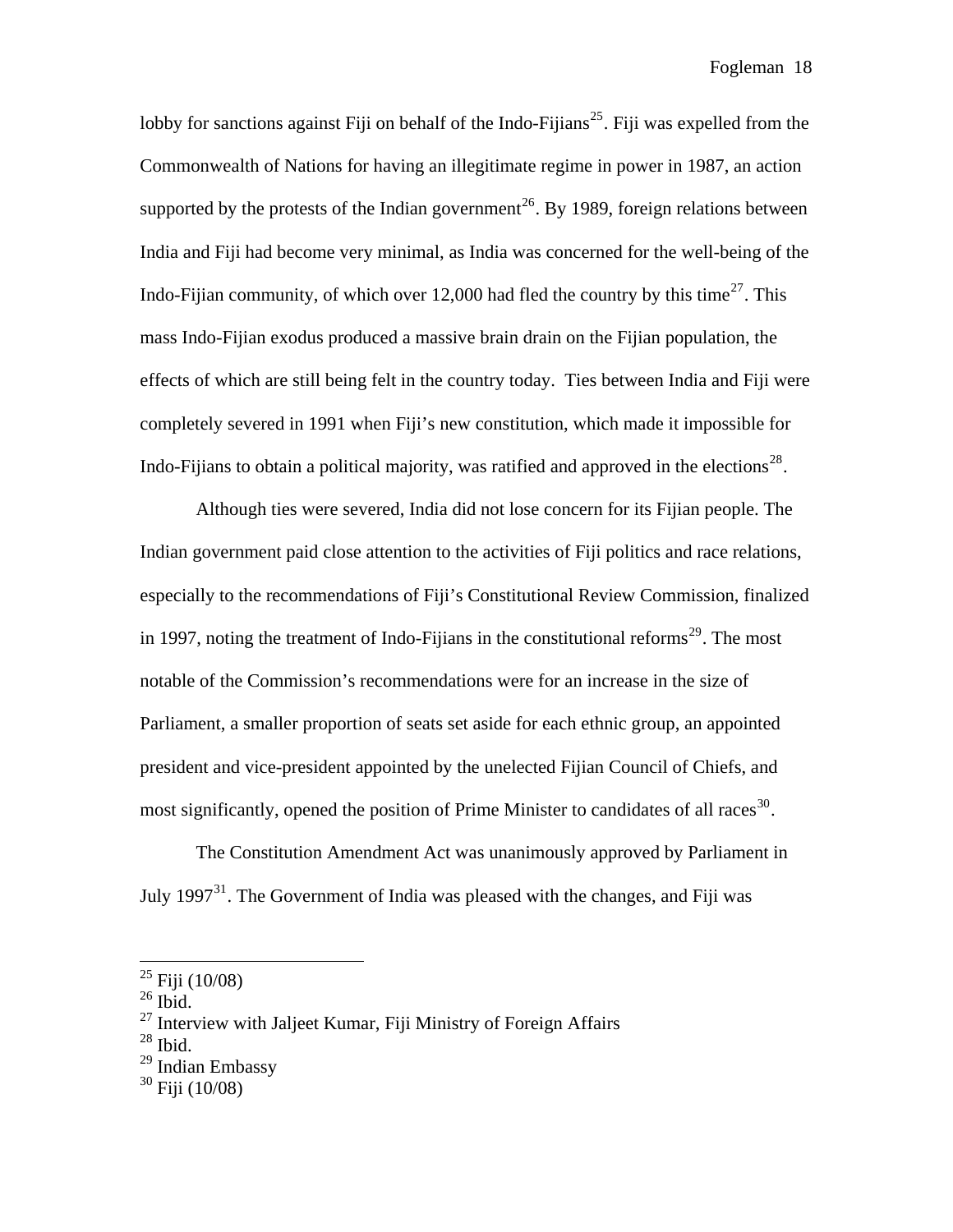lobby for sanctions against Fiji on behalf of the Indo-Fijians[25]. Fiji was expelled from the Commonwealth of Nations for having an illegitimate regime in power in 1987, an action supported by the protests of the Indian government[26]. By 1989, foreign relations between India and Fiji had become very minimal, as India was concerned for the well-being of the Indo-Fijian community, of which over 12,000 had fled the country by this time[27]. This mass Indo-Fijian exodus produced a massive brain drain on the Fijian population, the effects of which are still being felt in the country today. Ties between India and Fiji were completely severed in 1991 when Fiji's new constitution, which made it impossible for Indo-Fijians to obtain a political majority, was ratified and approved in the elections[28].

Although ties were severed, India did not lose concern for its Fijian people. The Indian government paid close attention to the activities of Fiji politics and race relations, especially to the recommendations of Fiji's Constitutional Review Commission, finalized in 1997, noting the treatment of Indo-Fijians in the constitutional reforms[29]. The most notable of the Commission's recommendations were for an increase in the size of Parliament, a smaller proportion of seats set aside for each ethnic group, an appointed president and vice-president appointed by the unelected Fijian Council of Chiefs, and most significantly, opened the position of Prime Minister to candidates of all races[30].

The Constitution Amendment Act was unanimously approved by Parliament in July 1997[31]. The Government of India was pleased with the changes, and Fiji was

---

[25] Fiji (10/08)
[26] Ibid.
[27] Interview with Jaljeet Kumar, Fiji Ministry of Foreign Affairs
[28] Ibid.
[29] Indian Embassy
[30] Fiji (10/08)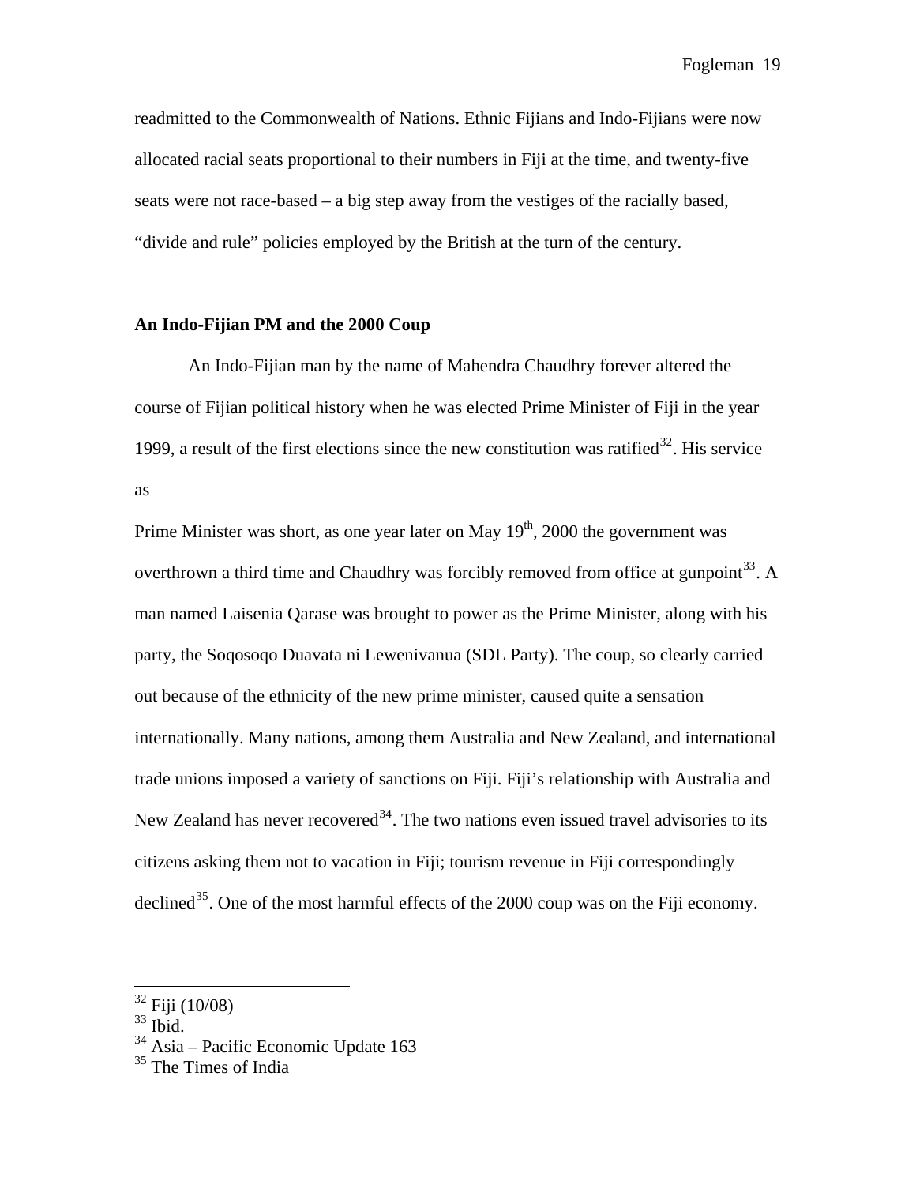readmitted to the Commonwealth of Nations. Ethnic Fijians and Indo-Fijians were now allocated racial seats proportional to their numbers in Fiji at the time, and twenty-five seats were not race-based – a big step away from the vestiges of the racially based, "divide and rule" policies employed by the British at the turn of the century.

**An Indo-Fijian PM and the 2000 Coup**

An Indo-Fijian man by the name of Mahendra Chaudhry forever altered the course of Fijian political history when he was elected Prime Minister of Fiji in the year 1999, a result of the first elections since the new constitution was ratified[32]. His service as Prime Minister was short, as one year later on May 19th, 2000 the government was overthrown a third time and Chaudhry was forcibly removed from office at gunpoint[33]. A man named Laisenia Qarase was brought to power as the Prime Minister, along with his party, the Soqosoqo Duavata ni Lewenivanua (SDL Party). The coup, so clearly carried out because of the ethnicity of the new prime minister, caused quite a sensation internationally. Many nations, among them Australia and New Zealand, and international trade unions imposed a variety of sanctions on Fiji. Fiji's relationship with Australia and New Zealand has never recovered[34]. The two nations even issued travel advisories to its citizens asking them not to vacation in Fiji; tourism revenue in Fiji correspondingly declined[35]. One of the most harmful effects of the 2000 coup was on the Fiji economy.

[32] Fiji (10/08)
[33] Ibid.
[34] Asia – Pacific Economic Update 163
[35] The Times of India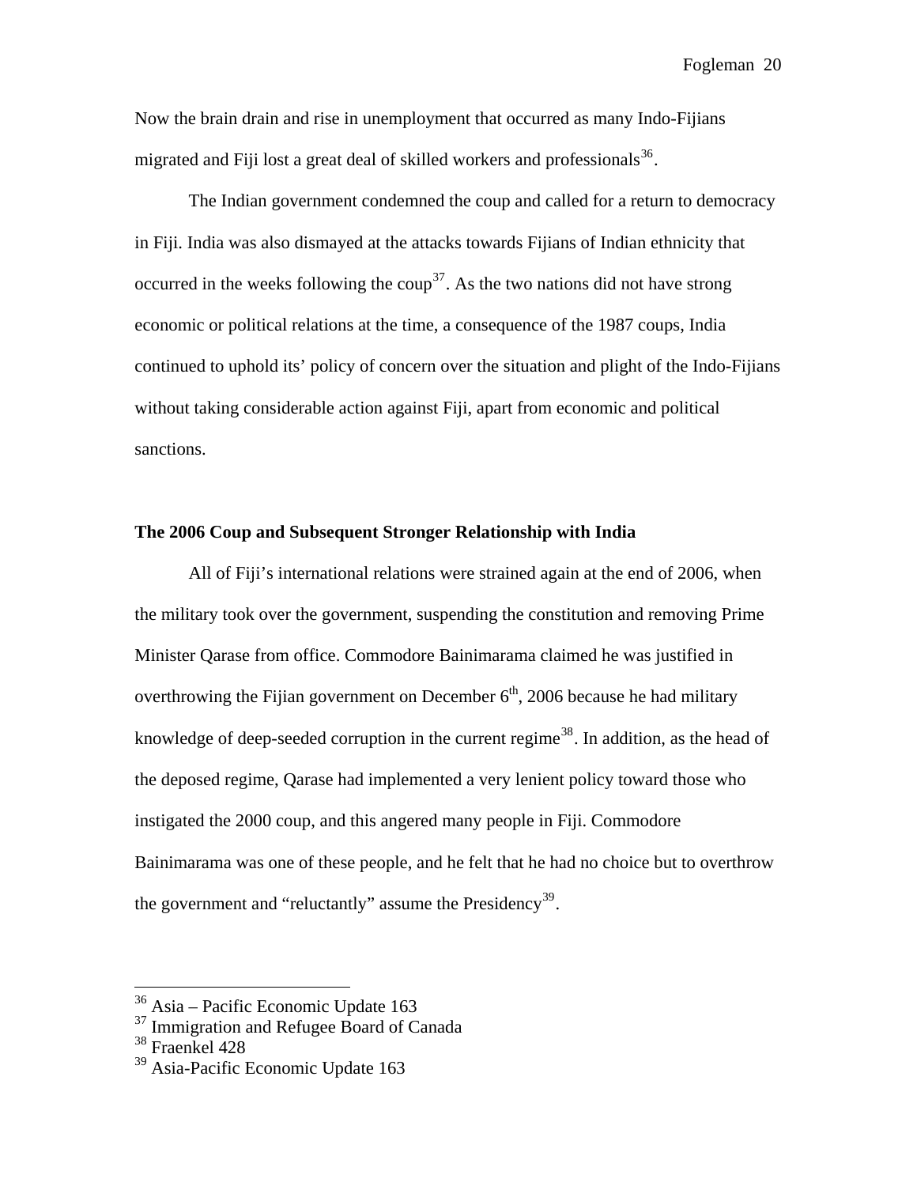Now the brain drain and rise in unemployment that occurred as many Indo-Fijians migrated and Fiji lost a great deal of skilled workers and professionals[36].

The Indian government condemned the coup and called for a return to democracy in Fiji. India was also dismayed at the attacks towards Fijians of Indian ethnicity that occurred in the weeks following the coup[37]. As the two nations did not have strong economic or political relations at the time, a consequence of the 1987 coups, India continued to uphold its' policy of concern over the situation and plight of the Indo-Fijians without taking considerable action against Fiji, apart from economic and political sanctions.

**The 2006 Coup and Subsequent Stronger Relationship with India**

All of Fiji's international relations were strained again at the end of 2006, when the military took over the government, suspending the constitution and removing Prime Minister Qarase from office. Commodore Bainimarama claimed he was justified in overthrowing the Fijian government on December 6th, 2006 because he had military knowledge of deep-seeded corruption in the current regime[38]. In addition, as the head of the deposed regime, Qarase had implemented a very lenient policy toward those who instigated the 2000 coup, and this angered many people in Fiji. Commodore Bainimarama was one of these people, and he felt that he had no choice but to overthrow the government and "reluctantly" assume the Presidency[39].

---

[36] Asia – Pacific Economic Update 163
[37] Immigration and Refugee Board of Canada
[38] Fraenkel 428
[39] Asia-Pacific Economic Update 163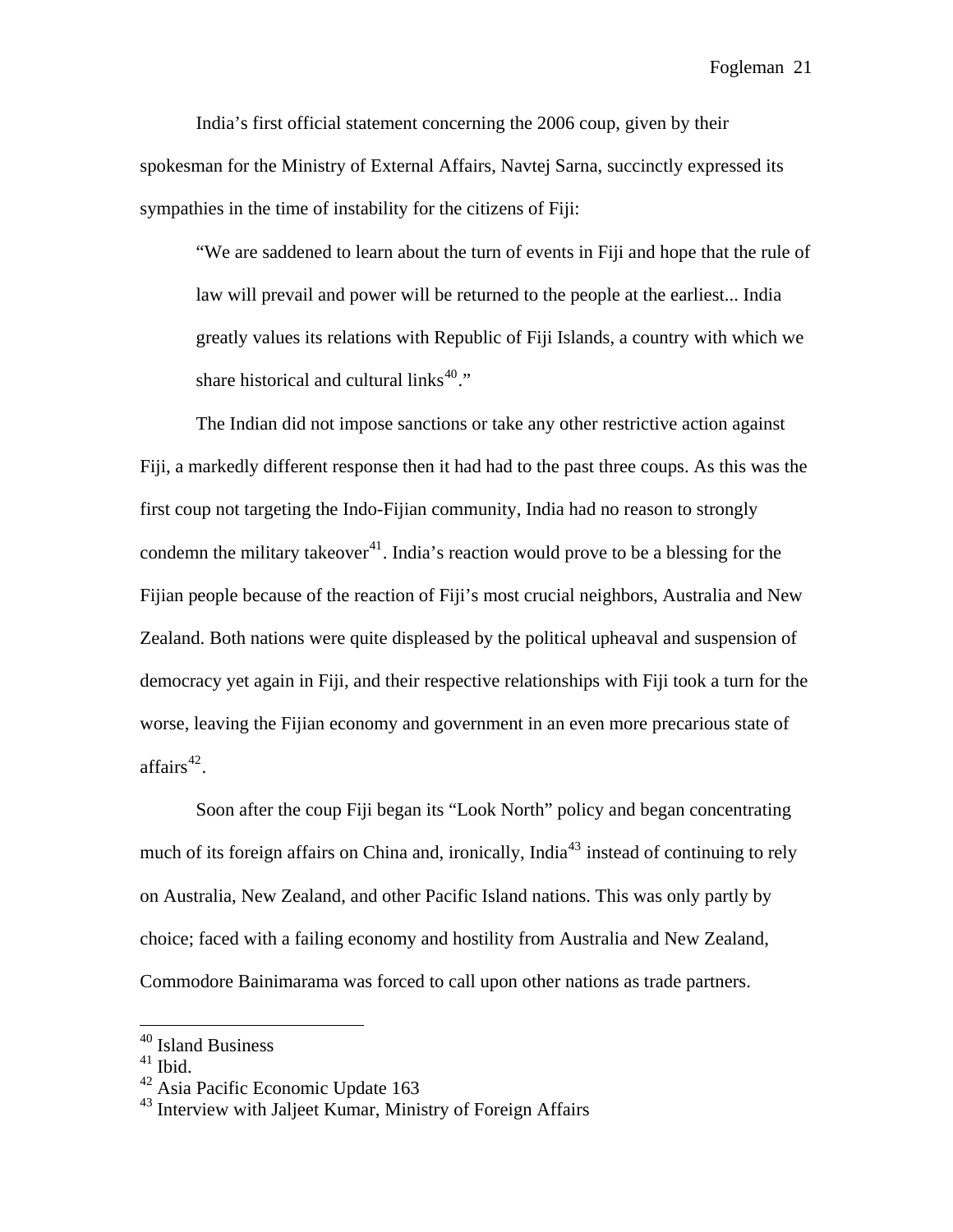India's first official statement concerning the 2006 coup, given by their spokesman for the Ministry of External Affairs, Navtej Sarna, succinctly expressed its sympathies in the time of instability for the citizens of Fiji:

> "We are saddened to learn about the turn of events in Fiji and hope that the rule of law will prevail and power will be returned to the people at the earliest... India greatly values its relations with Republic of Fiji Islands, a country with which we share historical and cultural links[40]."

The Indian did not impose sanctions or take any other restrictive action against Fiji, a markedly different response then it had had to the past three coups. As this was the first coup not targeting the Indo-Fijian community, India had no reason to strongly condemn the military takeover[41]. India's reaction would prove to be a blessing for the Fijian people because of the reaction of Fiji's most crucial neighbors, Australia and New Zealand. Both nations were quite displeased by the political upheaval and suspension of democracy yet again in Fiji, and their respective relationships with Fiji took a turn for the worse, leaving the Fijian economy and government in an even more precarious state of affairs[42].

Soon after the coup Fiji began its "Look North" policy and began concentrating much of its foreign affairs on China and, ironically, India[43] instead of continuing to rely on Australia, New Zealand, and other Pacific Island nations. This was only partly by choice; faced with a failing economy and hostility from Australia and New Zealand, Commodore Bainimarama was forced to call upon other nations as trade partners.

---

[40] Island Business
[41] Ibid.
[42] Asia Pacific Economic Update 163
[43] Interview with Jaljeet Kumar, Ministry of Foreign Affairs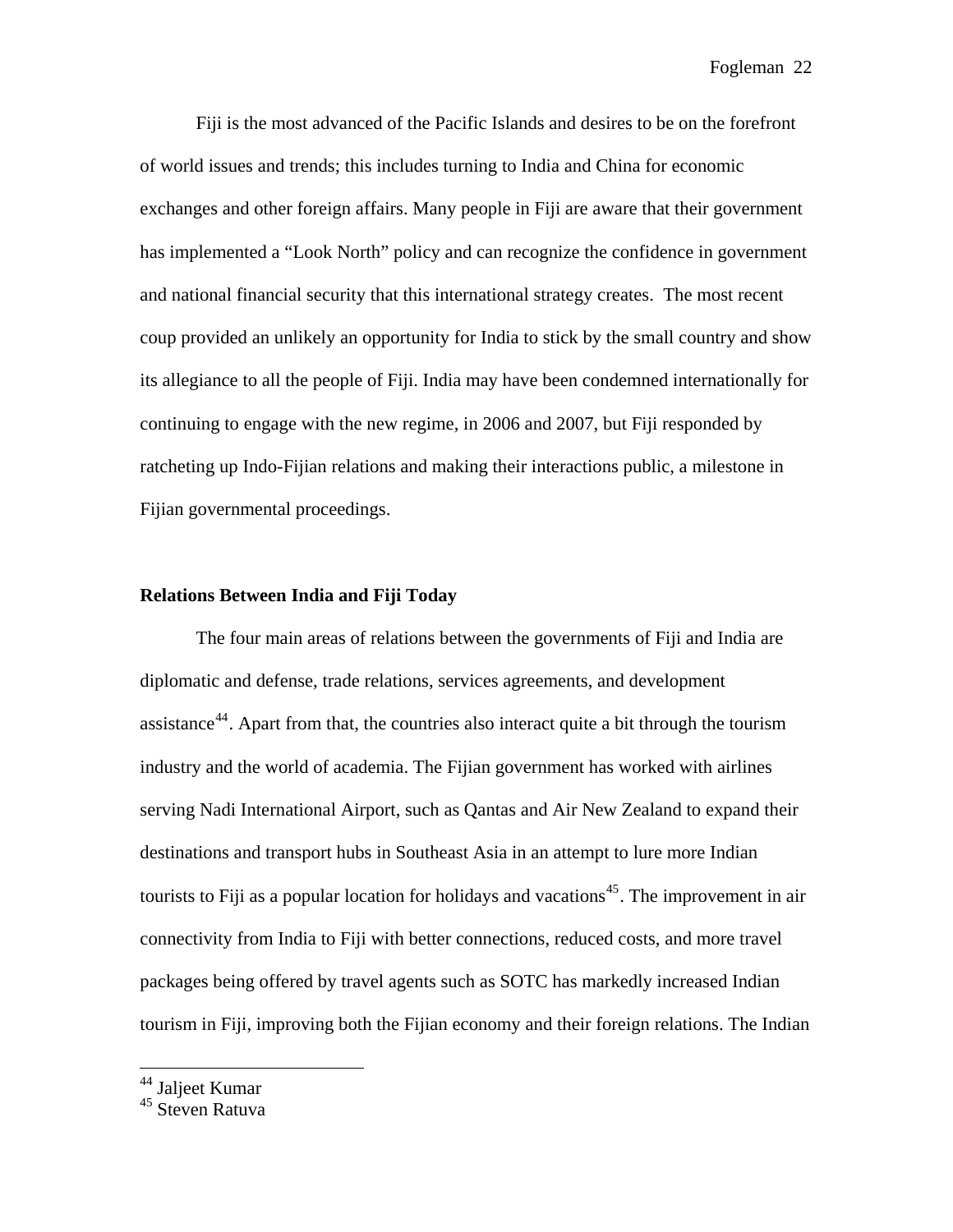Fiji is the most advanced of the Pacific Islands and desires to be on the forefront of world issues and trends; this includes turning to India and China for economic exchanges and other foreign affairs. Many people in Fiji are aware that their government has implemented a "Look North" policy and can recognize the confidence in government and national financial security that this international strategy creates. The most recent coup provided an unlikely an opportunity for India to stick by the small country and show its allegiance to all the people of Fiji. India may have been condemned internationally for continuing to engage with the new regime, in 2006 and 2007, but Fiji responded by ratcheting up Indo-Fijian relations and making their interactions public, a milestone in Fijian governmental proceedings.

**Relations Between India and Fiji Today**

The four main areas of relations between the governments of Fiji and India are diplomatic and defense, trade relations, services agreements, and development assistance[44]. Apart from that, the countries also interact quite a bit through the tourism industry and the world of academia. The Fijian government has worked with airlines serving Nadi International Airport, such as Qantas and Air New Zealand to expand their destinations and transport hubs in Southeast Asia in an attempt to lure more Indian tourists to Fiji as a popular location for holidays and vacations[45]. The improvement in air connectivity from India to Fiji with better connections, reduced costs, and more travel packages being offered by travel agents such as SOTC has markedly increased Indian tourism in Fiji, improving both the Fijian economy and their foreign relations. The Indian

---

[44] Jaljeet Kumar
[45] Steven Ratuva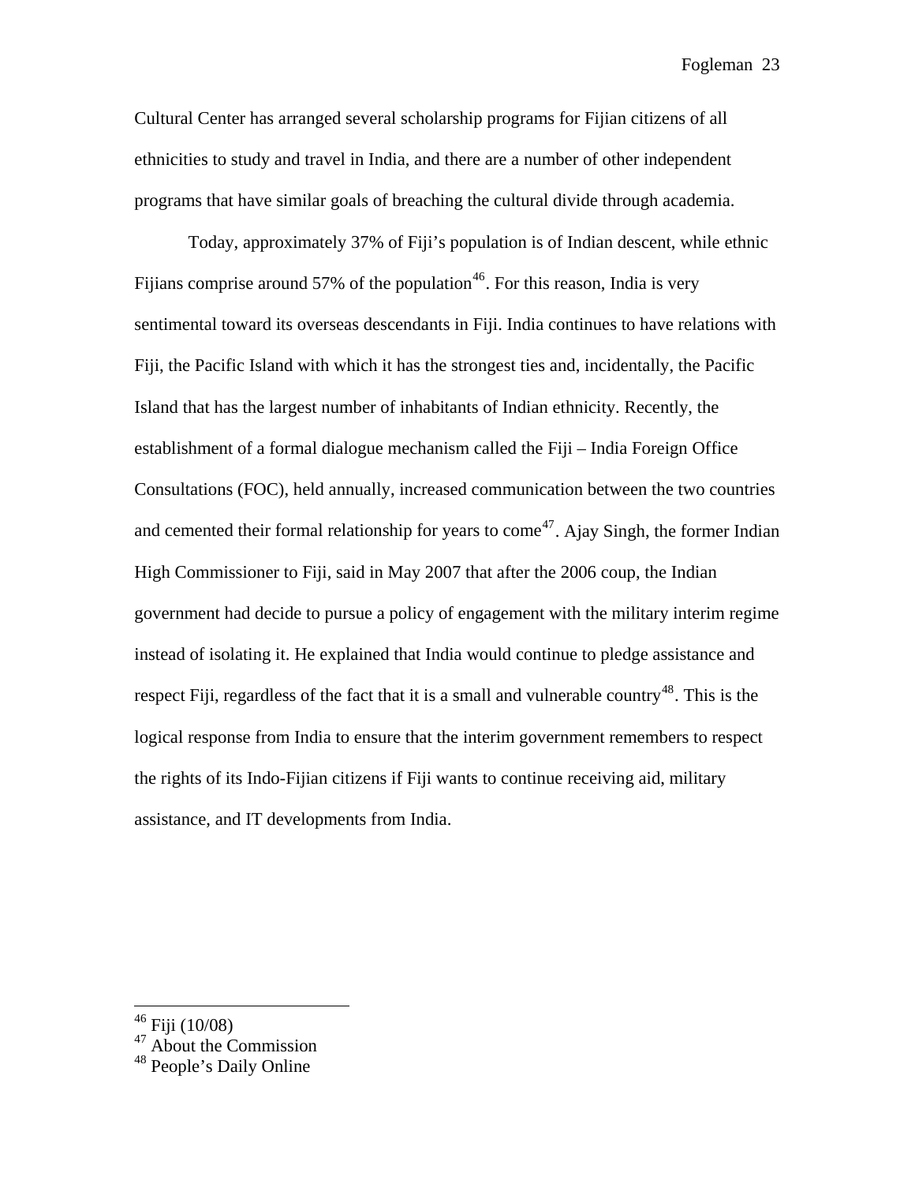Cultural Center has arranged several scholarship programs for Fijian citizens of all ethnicities to study and travel in India, and there are a number of other independent programs that have similar goals of breaching the cultural divide through academia.

Today, approximately 37% of Fiji's population is of Indian descent, while ethnic Fijians comprise around 57% of the population[46]. For this reason, India is very sentimental toward its overseas descendants in Fiji. India continues to have relations with Fiji, the Pacific Island with which it has the strongest ties and, incidentally, the Pacific Island that has the largest number of inhabitants of Indian ethnicity. Recently, the establishment of a formal dialogue mechanism called the Fiji – India Foreign Office Consultations (FOC), held annually, increased communication between the two countries and cemented their formal relationship for years to come[47]. Ajay Singh, the former Indian High Commissioner to Fiji, said in May 2007 that after the 2006 coup, the Indian government had decide to pursue a policy of engagement with the military interim regime instead of isolating it. He explained that India would continue to pledge assistance and respect Fiji, regardless of the fact that it is a small and vulnerable country[48]. This is the logical response from India to ensure that the interim government remembers to respect the rights of its Indo-Fijian citizens if Fiji wants to continue receiving aid, military assistance, and IT developments from India.

---

[46] Fiji (10/08)
[47] About the Commission
[48] People's Daily Online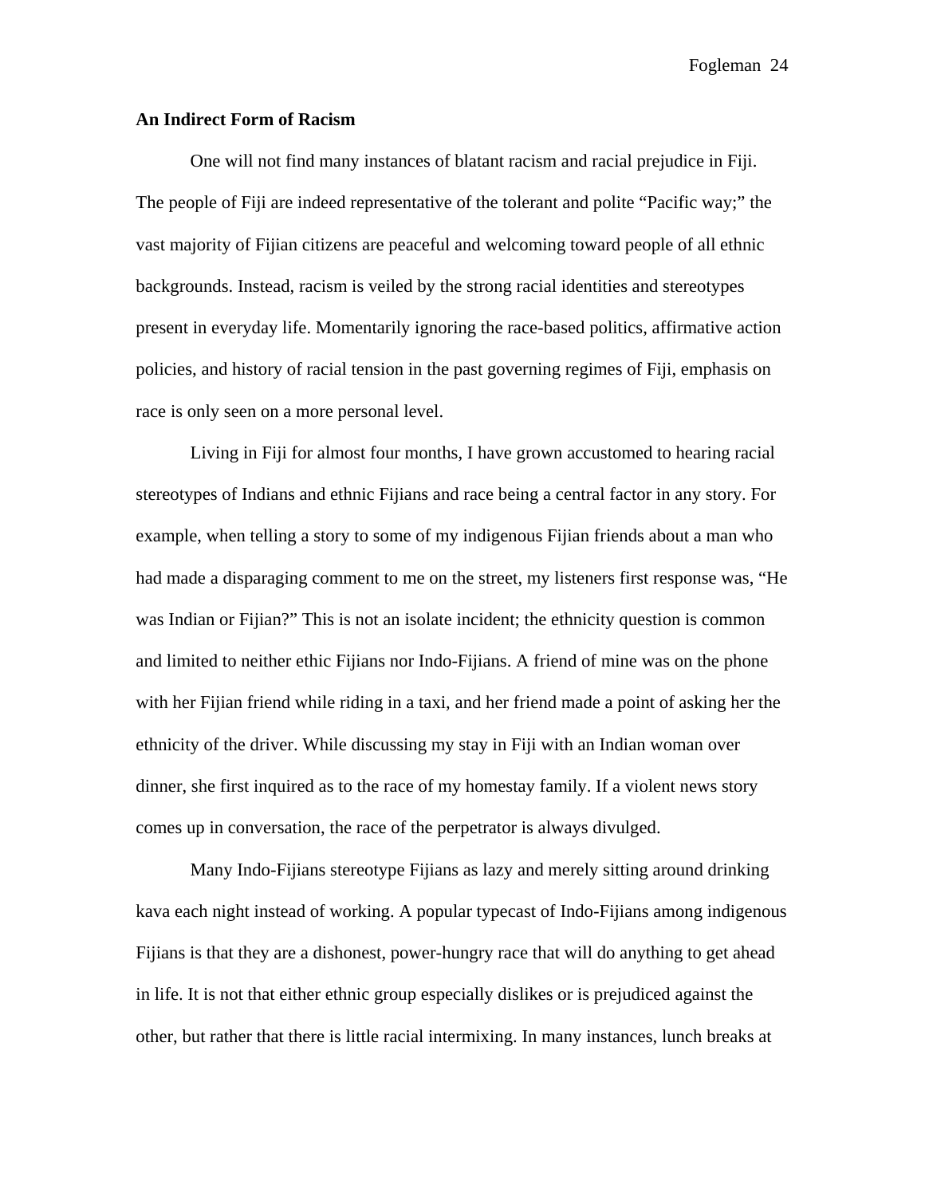**An Indirect Form of Racism**

One will not find many instances of blatant racism and racial prejudice in Fiji. The people of Fiji are indeed representative of the tolerant and polite "Pacific way;" the vast majority of Fijian citizens are peaceful and welcoming toward people of all ethnic backgrounds. Instead, racism is veiled by the strong racial identities and stereotypes present in everyday life. Momentarily ignoring the race-based politics, affirmative action policies, and history of racial tension in the past governing regimes of Fiji, emphasis on race is only seen on a more personal level.

Living in Fiji for almost four months, I have grown accustomed to hearing racial stereotypes of Indians and ethnic Fijians and race being a central factor in any story. For example, when telling a story to some of my indigenous Fijian friends about a man who had made a disparaging comment to me on the street, my listeners first response was, "He was Indian or Fijian?" This is not an isolate incident; the ethnicity question is common and limited to neither ethic Fijians nor Indo-Fijians. A friend of mine was on the phone with her Fijian friend while riding in a taxi, and her friend made a point of asking her the ethnicity of the driver. While discussing my stay in Fiji with an Indian woman over dinner, she first inquired as to the race of my homestay family. If a violent news story comes up in conversation, the race of the perpetrator is always divulged.

Many Indo-Fijians stereotype Fijians as lazy and merely sitting around drinking kava each night instead of working. A popular typecast of Indo-Fijians among indigenous Fijians is that they are a dishonest, power-hungry race that will do anything to get ahead in life. It is not that either ethnic group especially dislikes or is prejudiced against the other, but rather that there is little racial intermixing. In many instances, lunch breaks at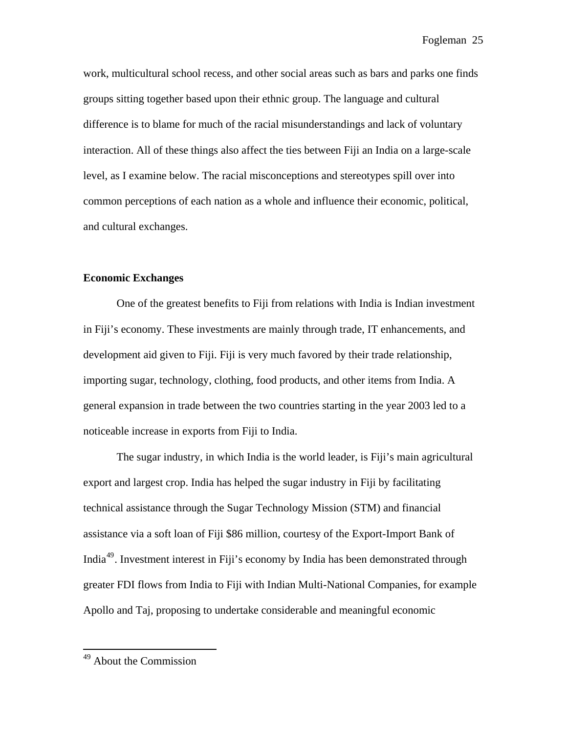work, multicultural school recess, and other social areas such as bars and parks one finds groups sitting together based upon their ethnic group. The language and cultural difference is to blame for much of the racial misunderstandings and lack of voluntary interaction. All of these things also affect the ties between Fiji an India on a large-scale level, as I examine below. The racial misconceptions and stereotypes spill over into common perceptions of each nation as a whole and influence their economic, political, and cultural exchanges.

**Economic Exchanges**

One of the greatest benefits to Fiji from relations with India is Indian investment in Fiji's economy. These investments are mainly through trade, IT enhancements, and development aid given to Fiji. Fiji is very much favored by their trade relationship, importing sugar, technology, clothing, food products, and other items from India. A general expansion in trade between the two countries starting in the year 2003 led to a noticeable increase in exports from Fiji to India.

The sugar industry, in which India is the world leader, is Fiji's main agricultural export and largest crop. India has helped the sugar industry in Fiji by facilitating technical assistance through the Sugar Technology Mission (STM) and financial assistance via a soft loan of Fiji $86 million, courtesy of the Export-Import Bank of India[49]. Investment interest in Fiji's economy by India has been demonstrated through greater FDI flows from India to Fiji with Indian Multi-National Companies, for example Apollo and Taj, proposing to undertake considerable and meaningful economic

[49] About the Commission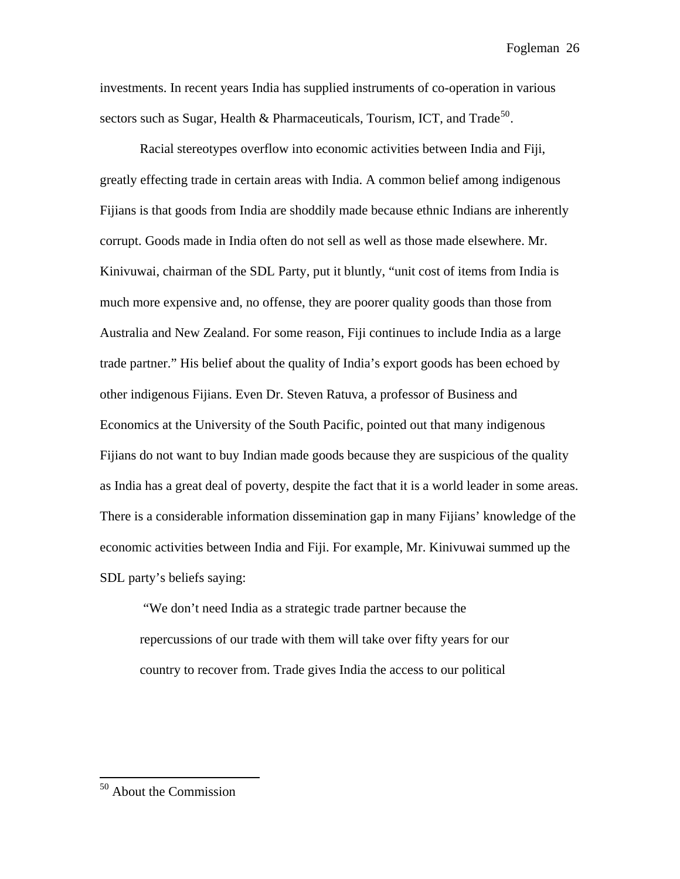investments. In recent years India has supplied instruments of co-operation in various sectors such as Sugar, Health & Pharmaceuticals, Tourism, ICT, and Trade[50].

Racial stereotypes overflow into economic activities between India and Fiji, greatly effecting trade in certain areas with India. A common belief among indigenous Fijians is that goods from India are shoddily made because ethnic Indians are inherently corrupt. Goods made in India often do not sell as well as those made elsewhere. Mr. Kinivuwai, chairman of the SDL Party, put it bluntly, "unit cost of items from India is much more expensive and, no offense, they are poorer quality goods than those from Australia and New Zealand. For some reason, Fiji continues to include India as a large trade partner." His belief about the quality of India's export goods has been echoed by other indigenous Fijians. Even Dr. Steven Ratuva, a professor of Business and Economics at the University of the South Pacific, pointed out that many indigenous Fijians do not want to buy Indian made goods because they are suspicious of the quality as India has a great deal of poverty, despite the fact that it is a world leader in some areas. There is a considerable information dissemination gap in many Fijians' knowledge of the economic activities between India and Fiji. For example, Mr. Kinivuwai summed up the SDL party's beliefs saying:

> "We don't need India as a strategic trade partner because the repercussions of our trade with them will take over fifty years for our country to recover from. Trade gives India the access to our political

---

[50] About the Commission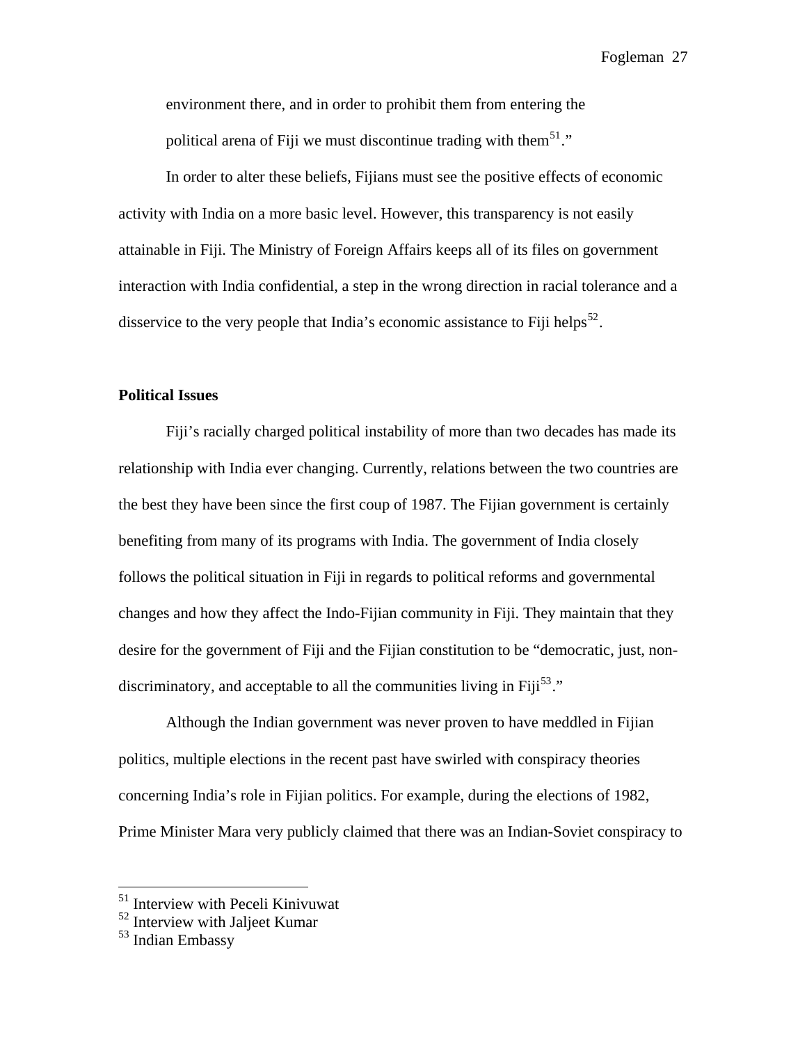environment there, and in order to prohibit them from entering the political arena of Fiji we must discontinue trading with them[51]."

In order to alter these beliefs, Fijians must see the positive effects of economic activity with India on a more basic level. However, this transparency is not easily attainable in Fiji. The Ministry of Foreign Affairs keeps all of its files on government interaction with India confidential, a step in the wrong direction in racial tolerance and a disservice to the very people that India's economic assistance to Fiji helps[52].

**Political Issues**

Fiji's racially charged political instability of more than two decades has made its relationship with India ever changing. Currently, relations between the two countries are the best they have been since the first coup of 1987. The Fijian government is certainly benefiting from many of its programs with India. The government of India closely follows the political situation in Fiji in regards to political reforms and governmental changes and how they affect the Indo-Fijian community in Fiji. They maintain that they desire for the government of Fiji and the Fijian constitution to be "democratic, just, non-discriminatory, and acceptable to all the communities living in Fiji[53]."

Although the Indian government was never proven to have meddled in Fijian politics, multiple elections in the recent past have swirled with conspiracy theories concerning India's role in Fijian politics. For example, during the elections of 1982, Prime Minister Mara very publicly claimed that there was an Indian-Soviet conspiracy to

---

[51] Interview with Peceli Kinivuwat
[52] Interview with Jaljeet Kumar
[53] Indian Embassy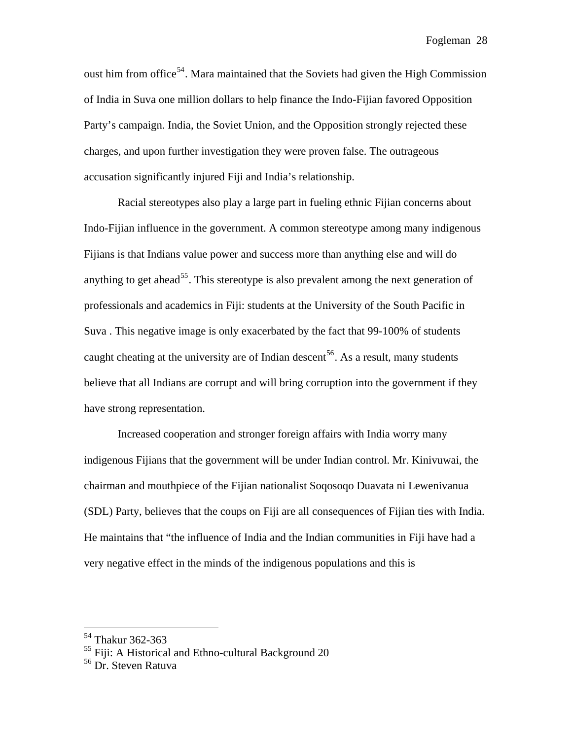oust him from office[54]. Mara maintained that the Soviets had given the High Commission of India in Suva one million dollars to help finance the Indo-Fijian favored Opposition Party's campaign. India, the Soviet Union, and the Opposition strongly rejected these charges, and upon further investigation they were proven false. The outrageous accusation significantly injured Fiji and India's relationship.

Racial stereotypes also play a large part in fueling ethnic Fijian concerns about Indo-Fijian influence in the government. A common stereotype among many indigenous Fijians is that Indians value power and success more than anything else and will do anything to get ahead[55]. This stereotype is also prevalent among the next generation of professionals and academics in Fiji: students at the University of the South Pacific in Suva . This negative image is only exacerbated by the fact that 99-100% of students caught cheating at the university are of Indian descent[56]. As a result, many students believe that all Indians are corrupt and will bring corruption into the government if they have strong representation.

Increased cooperation and stronger foreign affairs with India worry many indigenous Fijians that the government will be under Indian control. Mr. Kinivuwai, the chairman and mouthpiece of the Fijian nationalist Soqosoqo Duavata ni Lewenivanua (SDL) Party, believes that the coups on Fiji are all consequences of Fijian ties with India. He maintains that "the influence of India and the Indian communities in Fiji have had a very negative effect in the minds of the indigenous populations and this is

---

[54] Thakur 362-363

[55] Fiji: A Historical and Ethno-cultural Background 20

[56] Dr. Steven Ratuva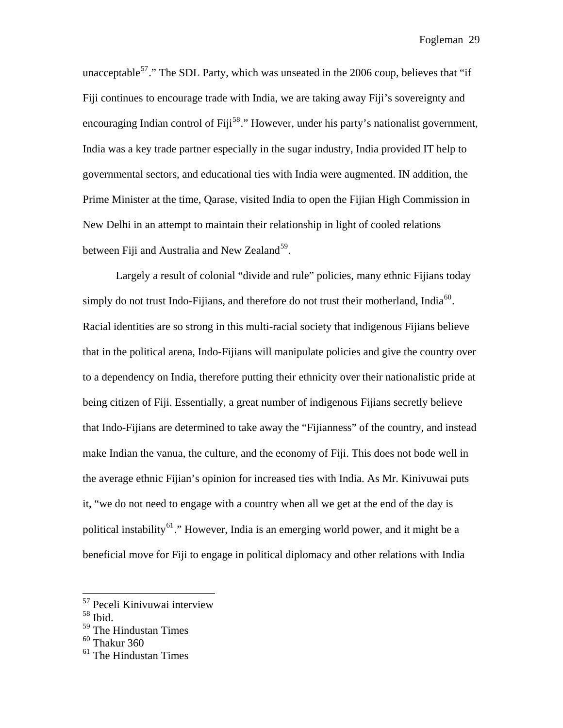unacceptable[57]." The SDL Party, which was unseated in the 2006 coup, believes that "if Fiji continues to encourage trade with India, we are taking away Fiji's sovereignty and encouraging Indian control of Fiji[58]." However, under his party's nationalist government, India was a key trade partner especially in the sugar industry, India provided IT help to governmental sectors, and educational ties with India were augmented. IN addition, the Prime Minister at the time, Qarase, visited India to open the Fijian High Commission in New Delhi in an attempt to maintain their relationship in light of cooled relations between Fiji and Australia and New Zealand[59].

Largely a result of colonial "divide and rule" policies, many ethnic Fijians today simply do not trust Indo-Fijians, and therefore do not trust their motherland, India[60]. Racial identities are so strong in this multi-racial society that indigenous Fijians believe that in the political arena, Indo-Fijians will manipulate policies and give the country over to a dependency on India, therefore putting their ethnicity over their nationalistic pride at being citizen of Fiji. Essentially, a great number of indigenous Fijians secretly believe that Indo-Fijians are determined to take away the "Fijianness" of the country, and instead make Indian the vanua, the culture, and the economy of Fiji. This does not bode well in the average ethnic Fijian's opinion for increased ties with India. As Mr. Kinivuwai puts it, "we do not need to engage with a country when all we get at the end of the day is political instability[61]." However, India is an emerging world power, and it might be a beneficial move for Fiji to engage in political diplomacy and other relations with India

---

[57] Peceli Kinivuwai interview

[58] Ibid.

[59] The Hindustan Times

[60] Thakur 360

[61] The Hindustan Times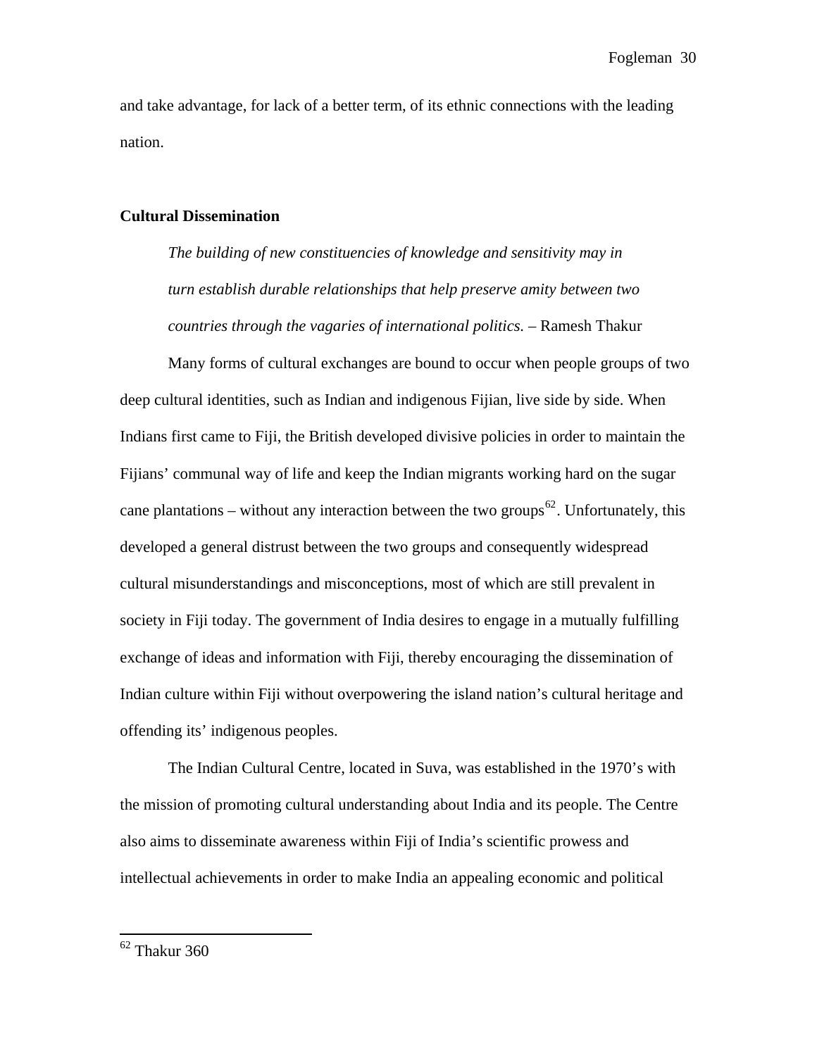and take advantage, for lack of a better term, of its ethnic connections with the leading nation.

## Cultural Dissemination

> *The building of new constituencies of knowledge and sensitivity may in turn establish durable relationships that help preserve amity between two countries through the vagaries of international politics.* – Ramesh Thakur

Many forms of cultural exchanges are bound to occur when people groups of two deep cultural identities, such as Indian and indigenous Fijian, live side by side. When Indians first came to Fiji, the British developed divisive policies in order to maintain the Fijians' communal way of life and keep the Indian migrants working hard on the sugar cane plantations – without any interaction between the two groups[62]. Unfortunately, this developed a general distrust between the two groups and consequently widespread cultural misunderstandings and misconceptions, most of which are still prevalent in society in Fiji today. The government of India desires to engage in a mutually fulfilling exchange of ideas and information with Fiji, thereby encouraging the dissemination of Indian culture within Fiji without overpowering the island nation's cultural heritage and offending its' indigenous peoples.

The Indian Cultural Centre, located in Suva, was established in the 1970's with the mission of promoting cultural understanding about India and its people. The Centre also aims to disseminate awareness within Fiji of India's scientific prowess and intellectual achievements in order to make India an appealing economic and political

---

[62] Thakur 360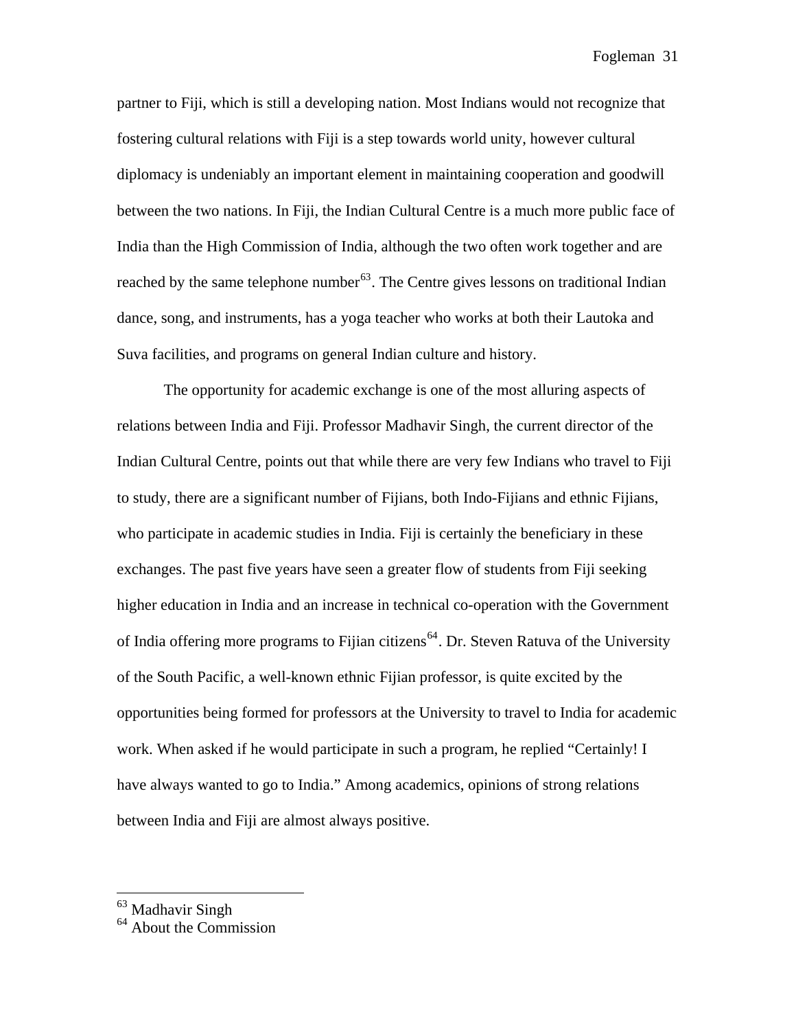partner to Fiji, which is still a developing nation. Most Indians would not recognize that fostering cultural relations with Fiji is a step towards world unity, however cultural diplomacy is undeniably an important element in maintaining cooperation and goodwill between the two nations. In Fiji, the Indian Cultural Centre is a much more public face of India than the High Commission of India, although the two often work together and are reached by the same telephone number[63]. The Centre gives lessons on traditional Indian dance, song, and instruments, has a yoga teacher who works at both their Lautoka and Suva facilities, and programs on general Indian culture and history.

The opportunity for academic exchange is one of the most alluring aspects of relations between India and Fiji. Professor Madhavir Singh, the current director of the Indian Cultural Centre, points out that while there are very few Indians who travel to Fiji to study, there are a significant number of Fijians, both Indo-Fijians and ethnic Fijians, who participate in academic studies in India. Fiji is certainly the beneficiary in these exchanges. The past five years have seen a greater flow of students from Fiji seeking higher education in India and an increase in technical co-operation with the Government of India offering more programs to Fijian citizens[64]. Dr. Steven Ratuva of the University of the South Pacific, a well-known ethnic Fijian professor, is quite excited by the opportunities being formed for professors at the University to travel to India for academic work. When asked if he would participate in such a program, he replied "Certainly! I have always wanted to go to India." Among academics, opinions of strong relations between India and Fiji are almost always positive.

---

[63] Madhavir Singh

[64] About the Commission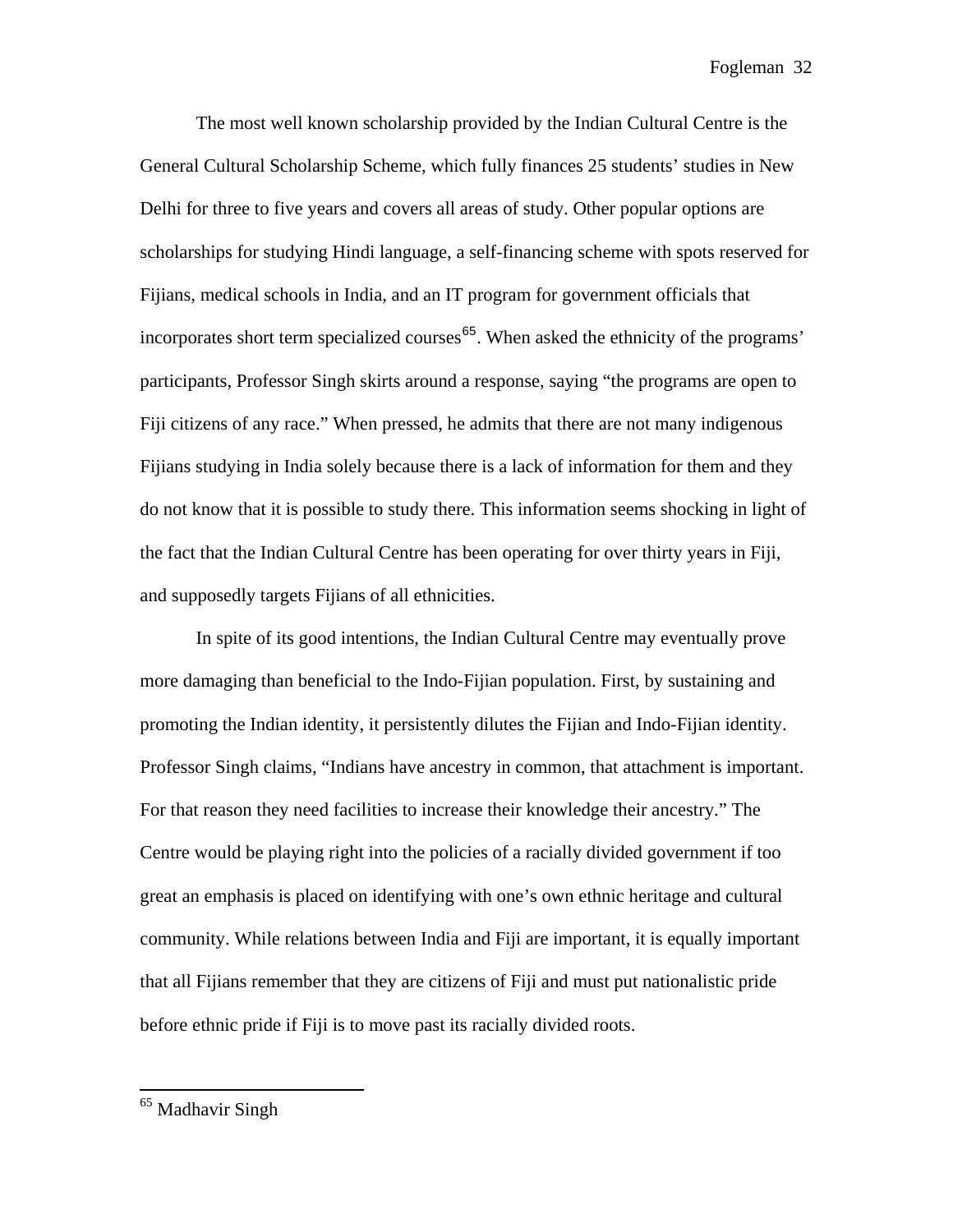The most well known scholarship provided by the Indian Cultural Centre is the General Cultural Scholarship Scheme, which fully finances 25 students' studies in New Delhi for three to five years and covers all areas of study. Other popular options are scholarships for studying Hindi language, a self-financing scheme with spots reserved for Fijians, medical schools in India, and an IT program for government officials that incorporates short term specialized courses[65]. When asked the ethnicity of the programs' participants, Professor Singh skirts around a response, saying "the programs are open to Fiji citizens of any race." When pressed, he admits that there are not many indigenous Fijians studying in India solely because there is a lack of information for them and they do not know that it is possible to study there. This information seems shocking in light of the fact that the Indian Cultural Centre has been operating for over thirty years in Fiji, and supposedly targets Fijians of all ethnicities.

In spite of its good intentions, the Indian Cultural Centre may eventually prove more damaging than beneficial to the Indo-Fijian population. First, by sustaining and promoting the Indian identity, it persistently dilutes the Fijian and Indo-Fijian identity. Professor Singh claims, "Indians have ancestry in common, that attachment is important. For that reason they need facilities to increase their knowledge their ancestry." The Centre would be playing right into the policies of a racially divided government if too great an emphasis is placed on identifying with one's own ethnic heritage and cultural community. While relations between India and Fiji are important, it is equally important that all Fijians remember that they are citizens of Fiji and must put nationalistic pride before ethnic pride if Fiji is to move past its racially divided roots.

---

[65] Madhavir Singh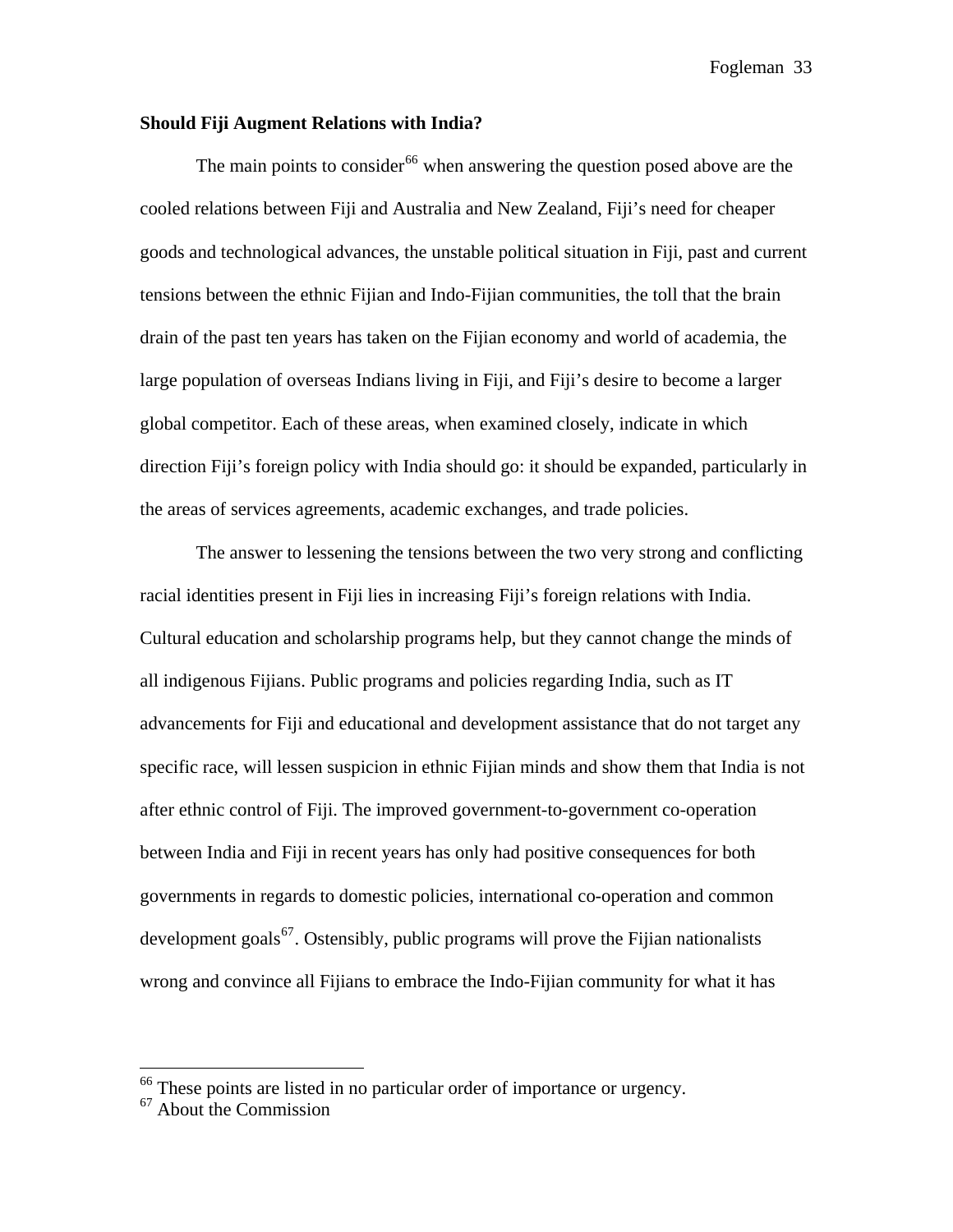**Should Fiji Augment Relations with India?**

The main points to consider[66] when answering the question posed above are the cooled relations between Fiji and Australia and New Zealand, Fiji's need for cheaper goods and technological advances, the unstable political situation in Fiji, past and current tensions between the ethnic Fijian and Indo-Fijian communities, the toll that the brain drain of the past ten years has taken on the Fijian economy and world of academia, the large population of overseas Indians living in Fiji, and Fiji's desire to become a larger global competitor. Each of these areas, when examined closely, indicate in which direction Fiji's foreign policy with India should go: it should be expanded, particularly in the areas of services agreements, academic exchanges, and trade policies.

The answer to lessening the tensions between the two very strong and conflicting racial identities present in Fiji lies in increasing Fiji's foreign relations with India. Cultural education and scholarship programs help, but they cannot change the minds of all indigenous Fijians. Public programs and policies regarding India, such as IT advancements for Fiji and educational and development assistance that do not target any specific race, will lessen suspicion in ethnic Fijian minds and show them that India is not after ethnic control of Fiji. The improved government-to-government co-operation between India and Fiji in recent years has only had positive consequences for both governments in regards to domestic policies, international co-operation and common development goals[67]. Ostensibly, public programs will prove the Fijian nationalists wrong and convince all Fijians to embrace the Indo-Fijian community for what it has

---

[66] These points are listed in no particular order of importance or urgency.

[67] About the Commission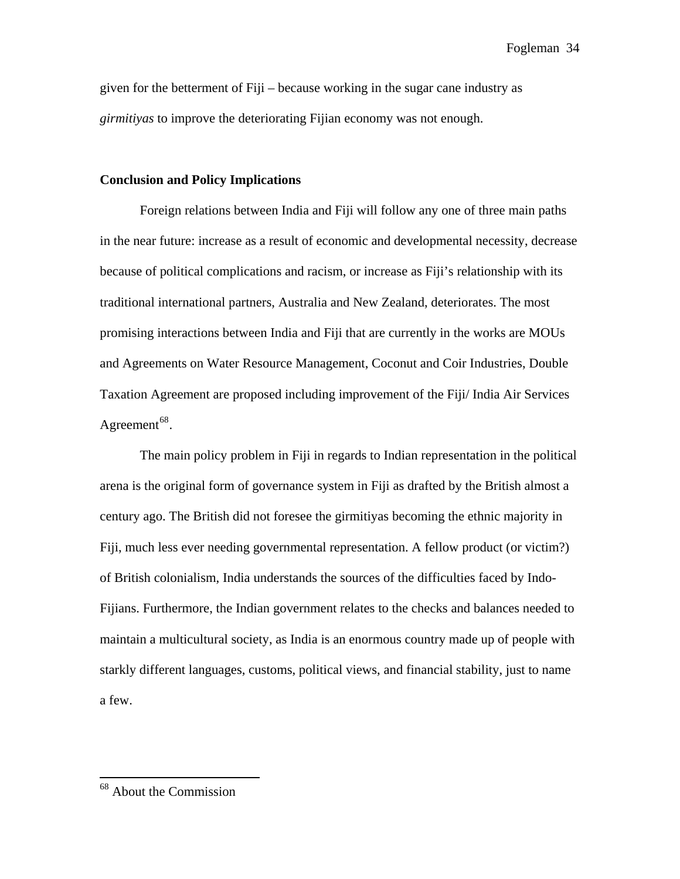given for the betterment of Fiji – because working in the sugar cane industry as *girmitiyas* to improve the deteriorating Fijian economy was not enough.

**Conclusion and Policy Implications**

Foreign relations between India and Fiji will follow any one of three main paths in the near future: increase as a result of economic and developmental necessity, decrease because of political complications and racism, or increase as Fiji's relationship with its traditional international partners, Australia and New Zealand, deteriorates. The most promising interactions between India and Fiji that are currently in the works are MOUs and Agreements on Water Resource Management, Coconut and Coir Industries, Double Taxation Agreement are proposed including improvement of the Fiji/ India Air Services Agreement[68].

The main policy problem in Fiji in regards to Indian representation in the political arena is the original form of governance system in Fiji as drafted by the British almost a century ago. The British did not foresee the girmitiyas becoming the ethnic majority in Fiji, much less ever needing governmental representation. A fellow product (or victim?) of British colonialism, India understands the sources of the difficulties faced by Indo-Fijians. Furthermore, the Indian government relates to the checks and balances needed to maintain a multicultural society, as India is an enormous country made up of people with starkly different languages, customs, political views, and financial stability, just to name a few.

[68] About the Commission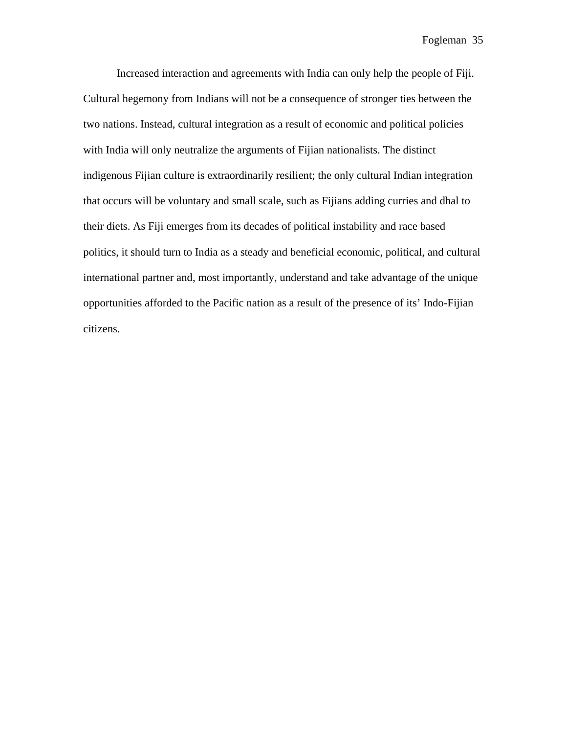Increased interaction and agreements with India can only help the people of Fiji. Cultural hegemony from Indians will not be a consequence of stronger ties between the two nations. Instead, cultural integration as a result of economic and political policies with India will only neutralize the arguments of Fijian nationalists. The distinct indigenous Fijian culture is extraordinarily resilient; the only cultural Indian integration that occurs will be voluntary and small scale, such as Fijians adding curries and dhal to their diets. As Fiji emerges from its decades of political instability and race based politics, it should turn to India as a steady and beneficial economic, political, and cultural international partner and, most importantly, understand and take advantage of the unique opportunities afforded to the Pacific nation as a result of the presence of its' Indo-Fijian citizens.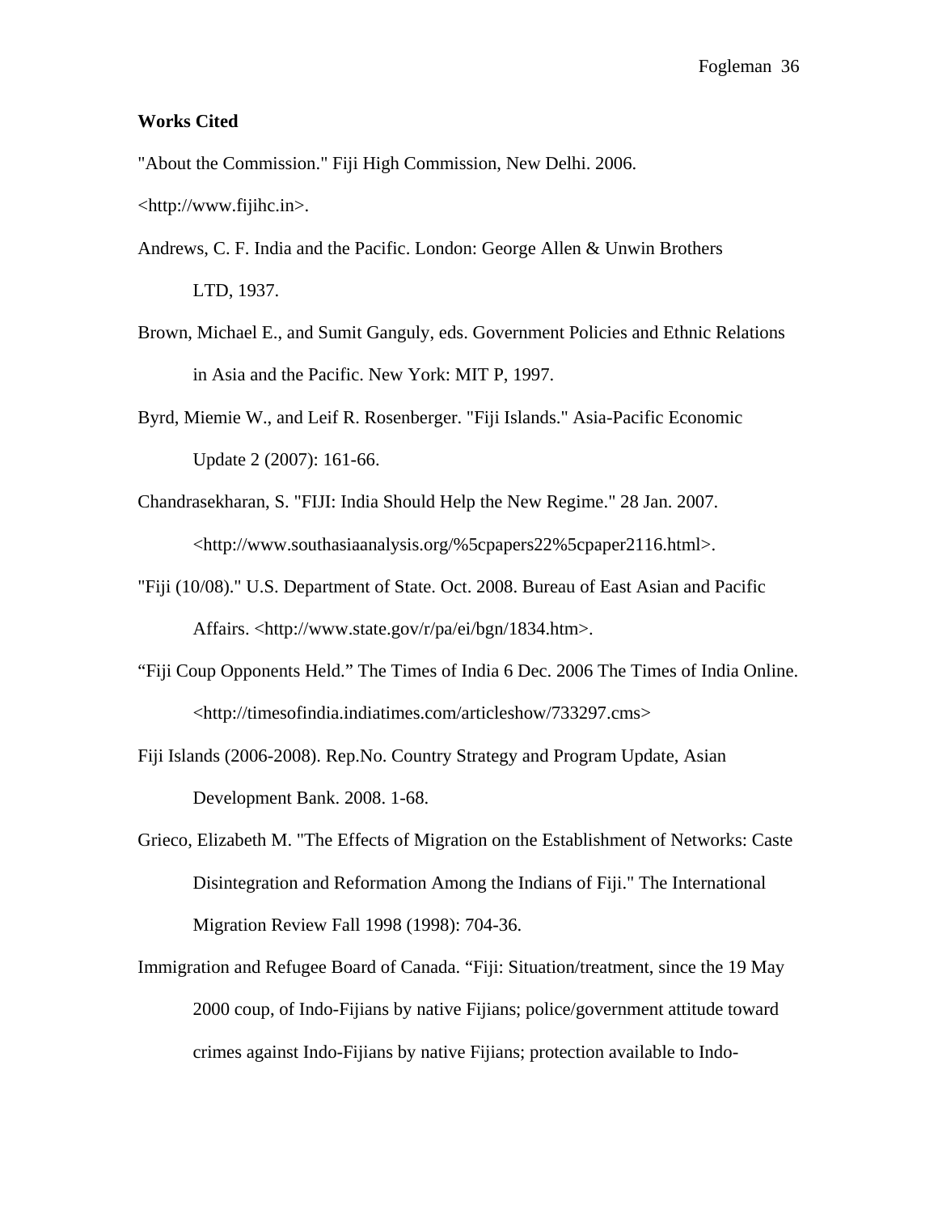**Works Cited**

"About the Commission." Fiji High Commission, New Delhi. 2006. <http://www.fijihc.in>.

Andrews, C. F. India and the Pacific. London: George Allen & Unwin Brothers LTD, 1937.

Brown, Michael E., and Sumit Ganguly, eds. Government Policies and Ethnic Relations in Asia and the Pacific. New York: MIT P, 1997.

Byrd, Miemie W., and Leif R. Rosenberger. "Fiji Islands." Asia-Pacific Economic Update 2 (2007): 161-66.

Chandrasekharan, S. "FIJI: India Should Help the New Regime." 28 Jan. 2007. <http://www.southasiaanalysis.org/%5cpapers22%5cpaper2116.html>.

"Fiji (10/08)." U.S. Department of State. Oct. 2008. Bureau of East Asian and Pacific Affairs. <http://www.state.gov/r/pa/ei/bgn/1834.htm>.

"Fiji Coup Opponents Held." The Times of India 6 Dec. 2006 The Times of India Online. <http://timesofindia.indiatimes.com/articleshow/733297.cms>

Fiji Islands (2006-2008). Rep.No. Country Strategy and Program Update, Asian Development Bank. 2008. 1-68.

Grieco, Elizabeth M. "The Effects of Migration on the Establishment of Networks: Caste Disintegration and Reformation Among the Indians of Fiji." The International Migration Review Fall 1998 (1998): 704-36.

Immigration and Refugee Board of Canada. "Fiji: Situation/treatment, since the 19 May 2000 coup, of Indo-Fijians by native Fijians; police/government attitude toward crimes against Indo-Fijians by native Fijians; protection available to Indo-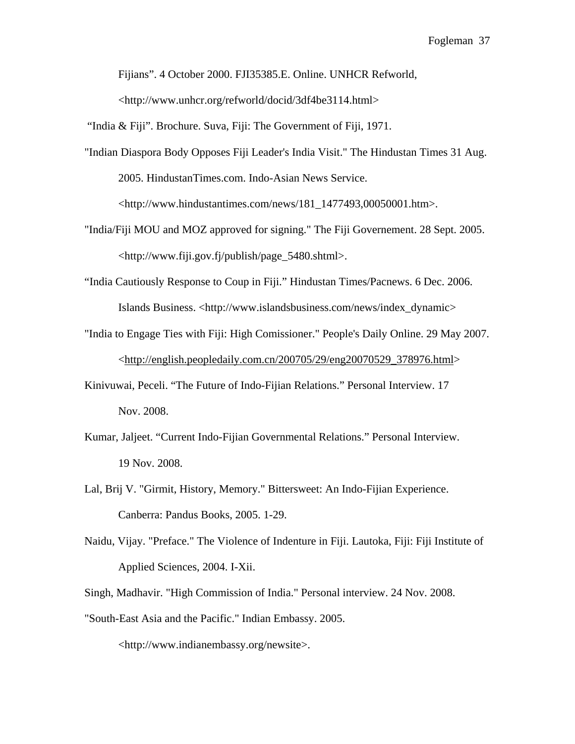Fijians". 4 October 2000. FJI35385.E. Online. UNHCR Refworld,

<http://www.unhcr.org/refworld/docid/3df4be3114.html>

"India & Fiji". Brochure. Suva, Fiji: The Government of Fiji, 1971.

"Indian Diaspora Body Opposes Fiji Leader's India Visit." The Hindustan Times 31 Aug. 2005. HindustanTimes.com. Indo-Asian News Service. <http://www.hindustantimes.com/news/181_1477493,00050001.htm>.

"India/Fiji MOU and MOZ approved for signing." The Fiji Governement. 28 Sept. 2005. <http://www.fiji.gov.fj/publish/page_5480.shtml>.

"India Cautiously Response to Coup in Fiji." Hindustan Times/Pacnews. 6 Dec. 2006. Islands Business. <http://www.islandsbusiness.com/news/index_dynamic>

"India to Engage Ties with Fiji: High Comissioner." People's Daily Online. 29 May 2007. <http://english.peopledaily.com.cn/200705/29/eng20070529_378976.html>

Kinivuwai, Peceli. "The Future of Indo-Fijian Relations." Personal Interview. 17 Nov. 2008.

Kumar, Jaljeet. "Current Indo-Fijian Governmental Relations." Personal Interview. 19 Nov. 2008.

Lal, Brij V. "Girmit, History, Memory." Bittersweet: An Indo-Fijian Experience. Canberra: Pandus Books, 2005. 1-29.

Naidu, Vijay. "Preface." The Violence of Indenture in Fiji. Lautoka, Fiji: Fiji Institute of Applied Sciences, 2004. I-Xii.

Singh, Madhavir. "High Commission of India." Personal interview. 24 Nov. 2008.

"South-East Asia and the Pacific." Indian Embassy. 2005. <http://www.indianembassy.org/newsite>.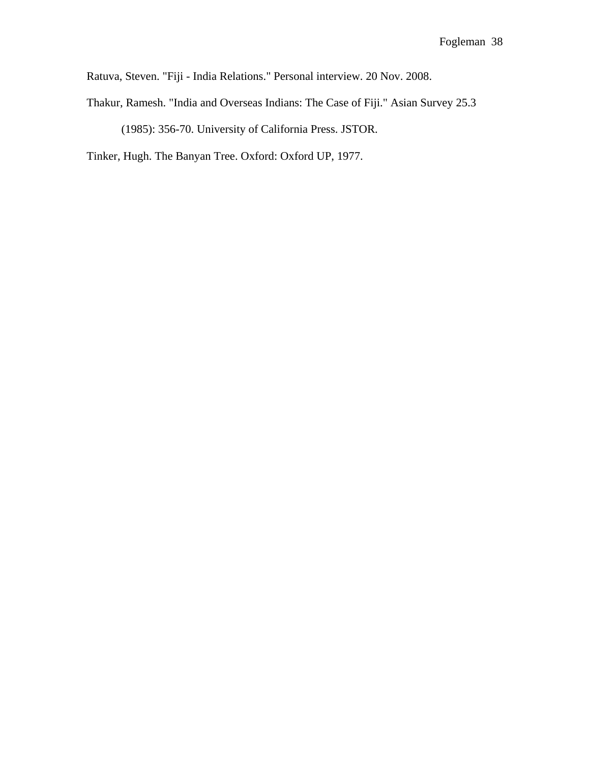Ratuva, Steven. "Fiji - India Relations." Personal interview. 20 Nov. 2008.

Thakur, Ramesh. "India and Overseas Indians: The Case of Fiji." Asian Survey 25.3 (1985): 356-70. University of California Press. JSTOR.

Tinker, Hugh. The Banyan Tree. Oxford: Oxford UP, 1977.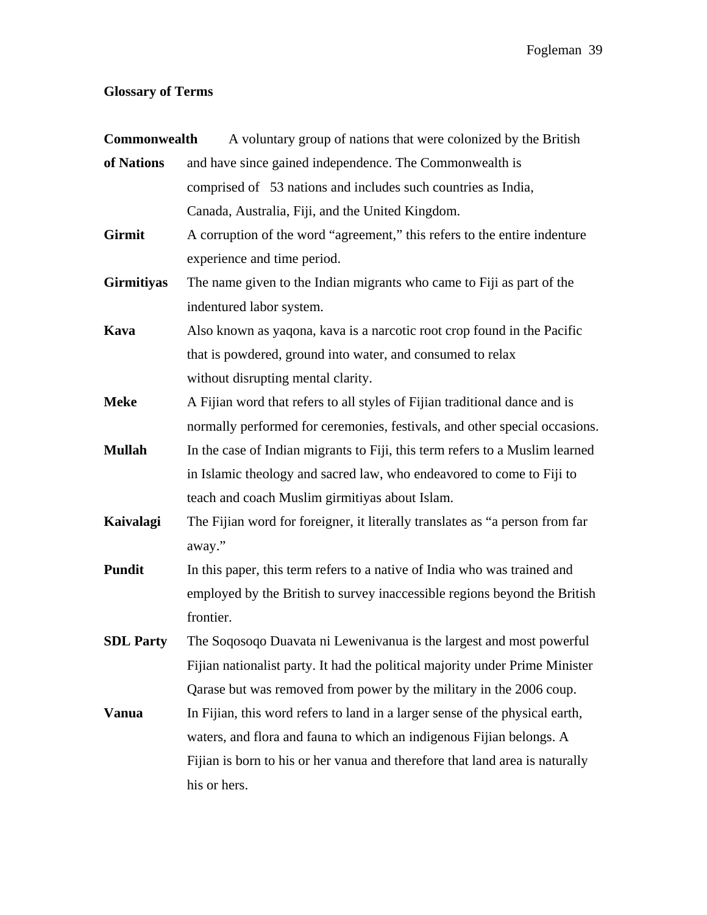## Glossary of Terms

**Commonwealth of Nations** A voluntary group of nations that were colonized by the British and have since gained independence. The Commonwealth is comprised of 53 nations and includes such countries as India, Canada, Australia, Fiji, and the United Kingdom.

**Girmit** A corruption of the word "agreement," this refers to the entire indenture experience and time period.

**Girmitiyas** The name given to the Indian migrants who came to Fiji as part of the indentured labor system.

**Kava** Also known as yaqona, kava is a narcotic root crop found in the Pacific that is powdered, ground into water, and consumed to relax without disrupting mental clarity.

**Meke** A Fijian word that refers to all styles of Fijian traditional dance and is normally performed for ceremonies, festivals, and other special occasions.

**Mullah** In the case of Indian migrants to Fiji, this term refers to a Muslim learned in Islamic theology and sacred law, who endeavored to come to Fiji to teach and coach Muslim girmitiyas about Islam.

**Kaivalagi** The Fijian word for foreigner, it literally translates as "a person from far away."

**Pundit** In this paper, this term refers to a native of India who was trained and employed by the British to survey inaccessible regions beyond the British frontier.

**SDL Party** The Soqosoqo Duavata ni Lewenivanua is the largest and most powerful Fijian nationalist party. It had the political majority under Prime Minister Qarase but was removed from power by the military in the 2006 coup.

**Vanua** In Fijian, this word refers to land in a larger sense of the physical earth, waters, and flora and fauna to which an indigenous Fijian belongs. A Fijian is born to his or her vanua and therefore that land area is naturally his or hers.